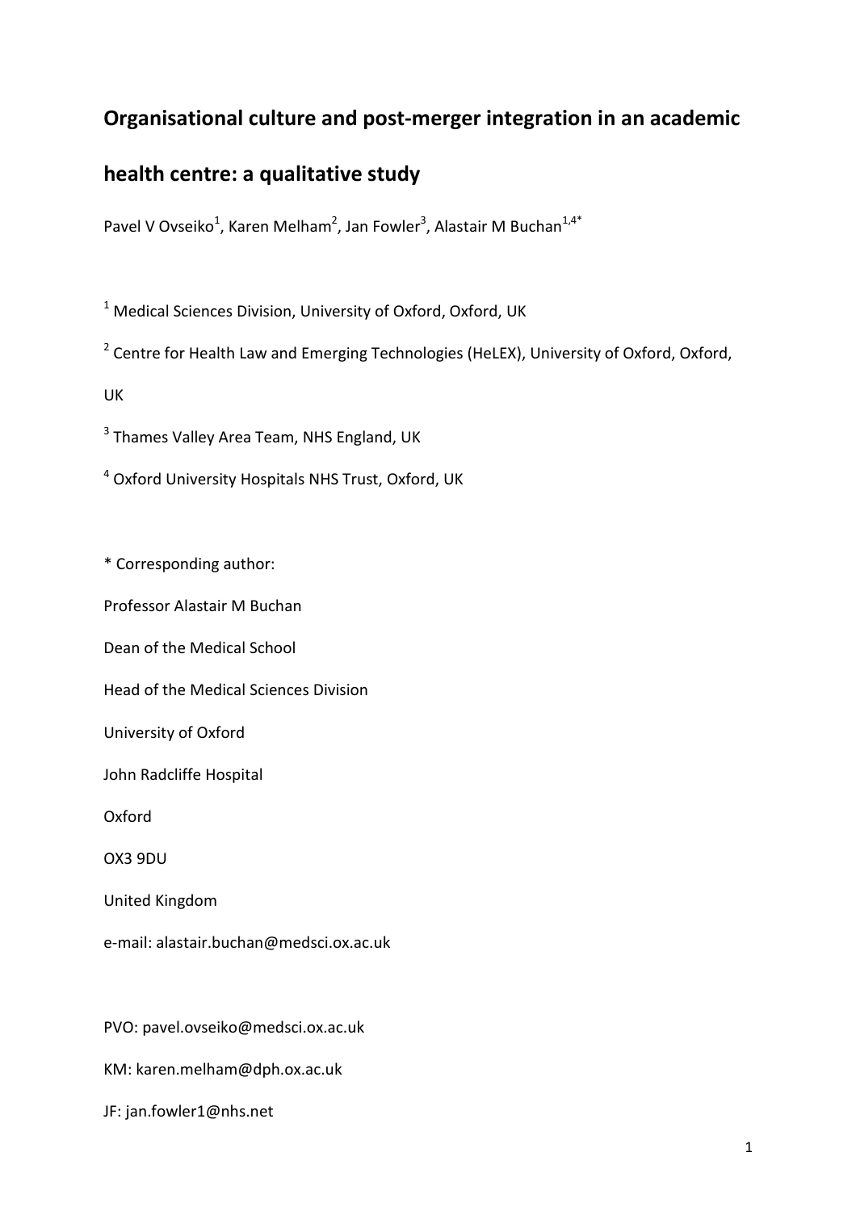# Organisational culture and post-merger integration in an academic health centre: a qualitative study

Pavel V Ovseiko[1], Karen Melham[2], Jan Fowler[3], Alastair M Buchan[1,4*]

[1] Medical Sciences Division, University of Oxford, Oxford, UK

[2] Centre for Health Law and Emerging Technologies (HeLEX), University of Oxford, Oxford, UK

[3] Thames Valley Area Team, NHS England, UK

[4] Oxford University Hospitals NHS Trust, Oxford, UK

* Corresponding author:

Professor Alastair M Buchan

Dean of the Medical School

Head of the Medical Sciences Division

University of Oxford

John Radcliffe Hospital

Oxford

OX3 9DU

United Kingdom

e-mail: alastair.buchan@medsci.ox.ac.uk

PVO: pavel.ovseiko@medsci.ox.ac.uk

KM: karen.melham@dph.ox.ac.uk

JF: jan.fowler1@nhs.net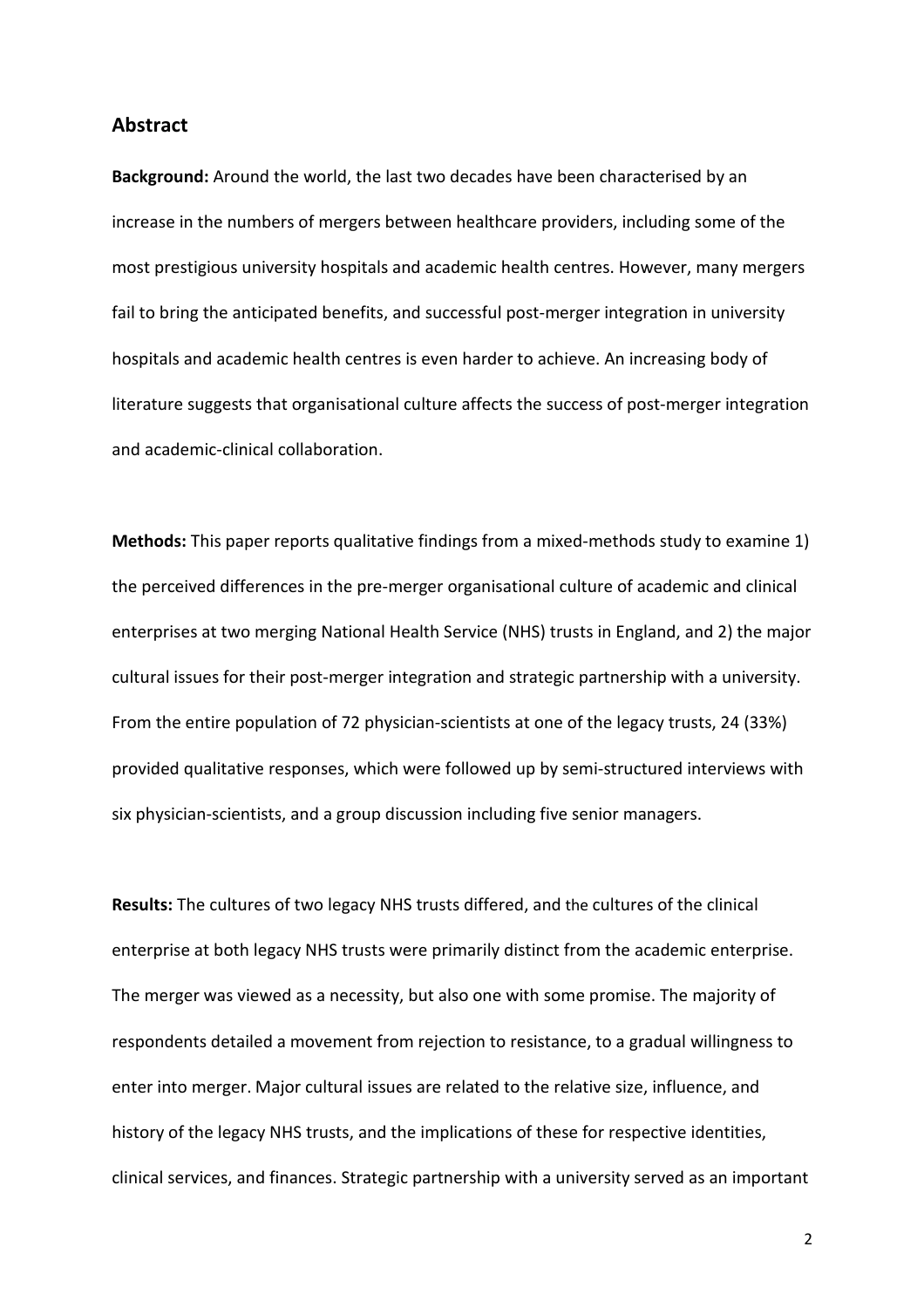## Abstract

**Background:** Around the world, the last two decades have been characterised by an increase in the numbers of mergers between healthcare providers, including some of the most prestigious university hospitals and academic health centres. However, many mergers fail to bring the anticipated benefits, and successful post-merger integration in university hospitals and academic health centres is even harder to achieve. An increasing body of literature suggests that organisational culture affects the success of post-merger integration and academic-clinical collaboration.

**Methods:** This paper reports qualitative findings from a mixed-methods study to examine 1) the perceived differences in the pre-merger organisational culture of academic and clinical enterprises at two merging National Health Service (NHS) trusts in England, and 2) the major cultural issues for their post-merger integration and strategic partnership with a university. From the entire population of 72 physician-scientists at one of the legacy trusts, 24 (33%) provided qualitative responses, which were followed up by semi-structured interviews with six physician-scientists, and a group discussion including five senior managers.

**Results:** The cultures of two legacy NHS trusts differed, and the cultures of the clinical enterprise at both legacy NHS trusts were primarily distinct from the academic enterprise. The merger was viewed as a necessity, but also one with some promise. The majority of respondents detailed a movement from rejection to resistance, to a gradual willingness to enter into merger. Major cultural issues are related to the relative size, influence, and history of the legacy NHS trusts, and the implications of these for respective identities, clinical services, and finances. Strategic partnership with a university served as an important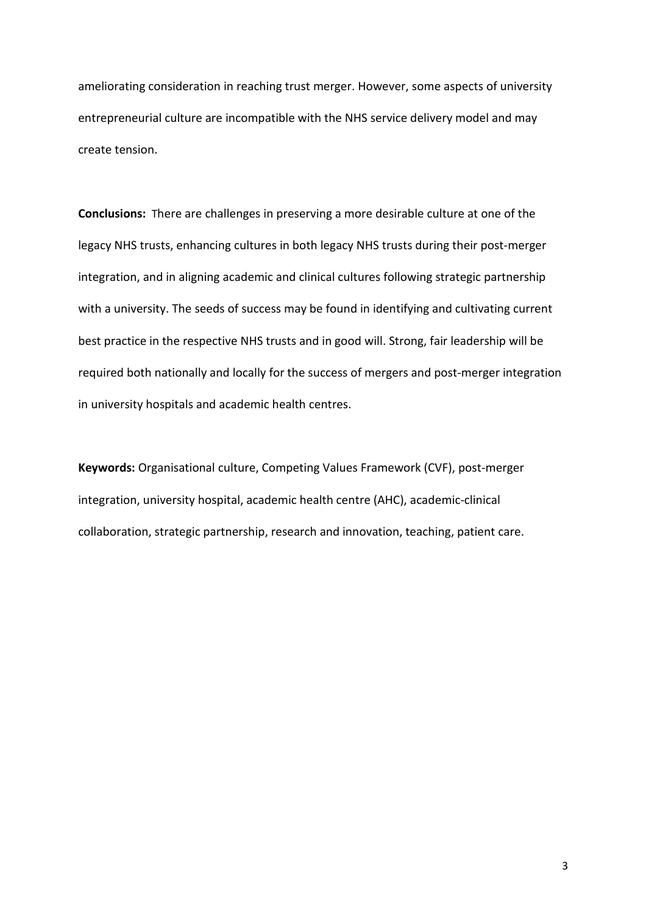ameliorating consideration in reaching trust merger. However, some aspects of university entrepreneurial culture are incompatible with the NHS service delivery model and may create tension.

**Conclusions:** There are challenges in preserving a more desirable culture at one of the legacy NHS trusts, enhancing cultures in both legacy NHS trusts during their post-merger integration, and in aligning academic and clinical cultures following strategic partnership with a university. The seeds of success may be found in identifying and cultivating current best practice in the respective NHS trusts and in good will. Strong, fair leadership will be required both nationally and locally for the success of mergers and post-merger integration in university hospitals and academic health centres.

**Keywords:** Organisational culture, Competing Values Framework (CVF), post-merger integration, university hospital, academic health centre (AHC), academic-clinical collaboration, strategic partnership, research and innovation, teaching, patient care.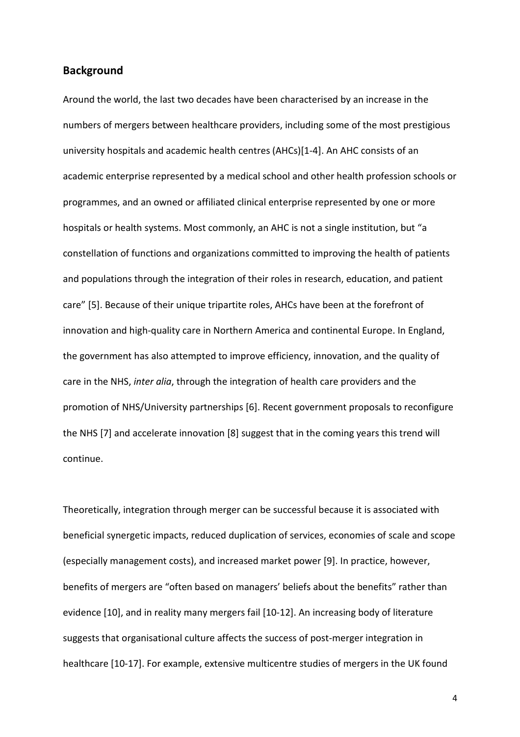## Background

Around the world, the last two decades have been characterised by an increase in the numbers of mergers between healthcare providers, including some of the most prestigious university hospitals and academic health centres (AHCs)[1-4]. An AHC consists of an academic enterprise represented by a medical school and other health profession schools or programmes, and an owned or affiliated clinical enterprise represented by one or more hospitals or health systems. Most commonly, an AHC is not a single institution, but "a constellation of functions and organizations committed to improving the health of patients and populations through the integration of their roles in research, education, and patient care" [5]. Because of their unique tripartite roles, AHCs have been at the forefront of innovation and high-quality care in Northern America and continental Europe. In England, the government has also attempted to improve efficiency, innovation, and the quality of care in the NHS, *inter alia*, through the integration of health care providers and the promotion of NHS/University partnerships [6]. Recent government proposals to reconfigure the NHS [7] and accelerate innovation [8] suggest that in the coming years this trend will continue.

Theoretically, integration through merger can be successful because it is associated with beneficial synergetic impacts, reduced duplication of services, economies of scale and scope (especially management costs), and increased market power [9]. In practice, however, benefits of mergers are "often based on managers' beliefs about the benefits" rather than evidence [10], and in reality many mergers fail [10-12]. An increasing body of literature suggests that organisational culture affects the success of post-merger integration in healthcare [10-17]. For example, extensive multicentre studies of mergers in the UK found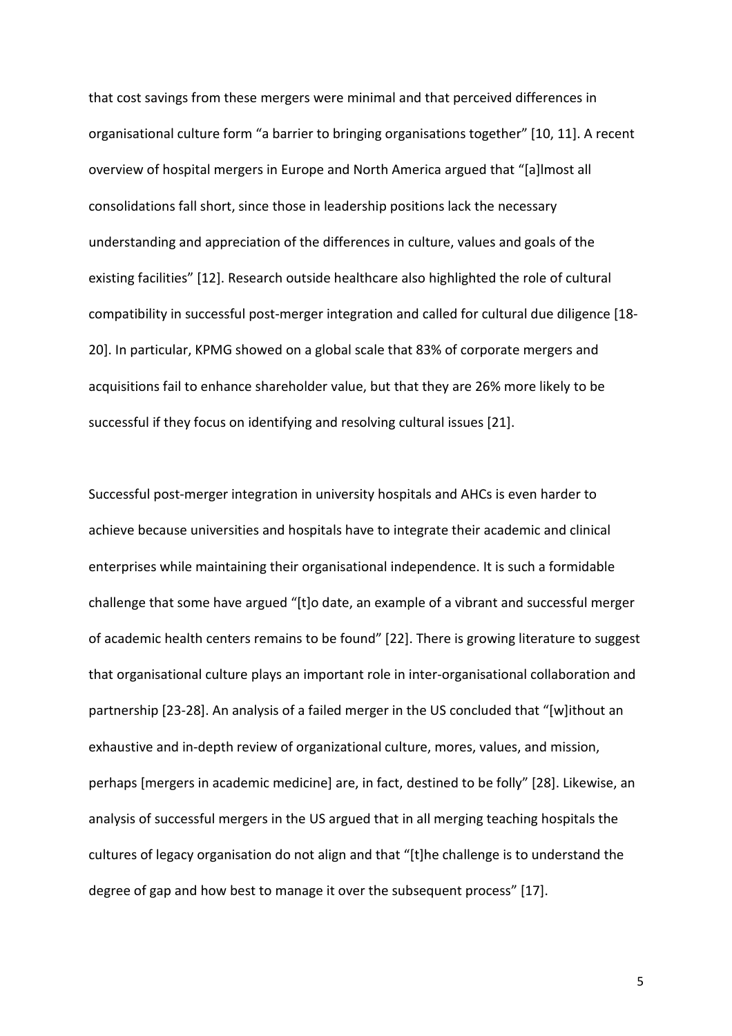that cost savings from these mergers were minimal and that perceived differences in organisational culture form "a barrier to bringing organisations together" [10, 11]. A recent overview of hospital mergers in Europe and North America argued that "[a]lmost all consolidations fall short, since those in leadership positions lack the necessary understanding and appreciation of the differences in culture, values and goals of the existing facilities" [12]. Research outside healthcare also highlighted the role of cultural compatibility in successful post-merger integration and called for cultural due diligence [18-20]. In particular, KPMG showed on a global scale that 83% of corporate mergers and acquisitions fail to enhance shareholder value, but that they are 26% more likely to be successful if they focus on identifying and resolving cultural issues [21].

Successful post-merger integration in university hospitals and AHCs is even harder to achieve because universities and hospitals have to integrate their academic and clinical enterprises while maintaining their organisational independence. It is such a formidable challenge that some have argued "[t]o date, an example of a vibrant and successful merger of academic health centers remains to be found" [22]. There is growing literature to suggest that organisational culture plays an important role in inter-organisational collaboration and partnership [23-28]. An analysis of a failed merger in the US concluded that "[w]ithout an exhaustive and in-depth review of organizational culture, mores, values, and mission, perhaps [mergers in academic medicine] are, in fact, destined to be folly" [28]. Likewise, an analysis of successful mergers in the US argued that in all merging teaching hospitals the cultures of legacy organisation do not align and that "[t]he challenge is to understand the degree of gap and how best to manage it over the subsequent process" [17].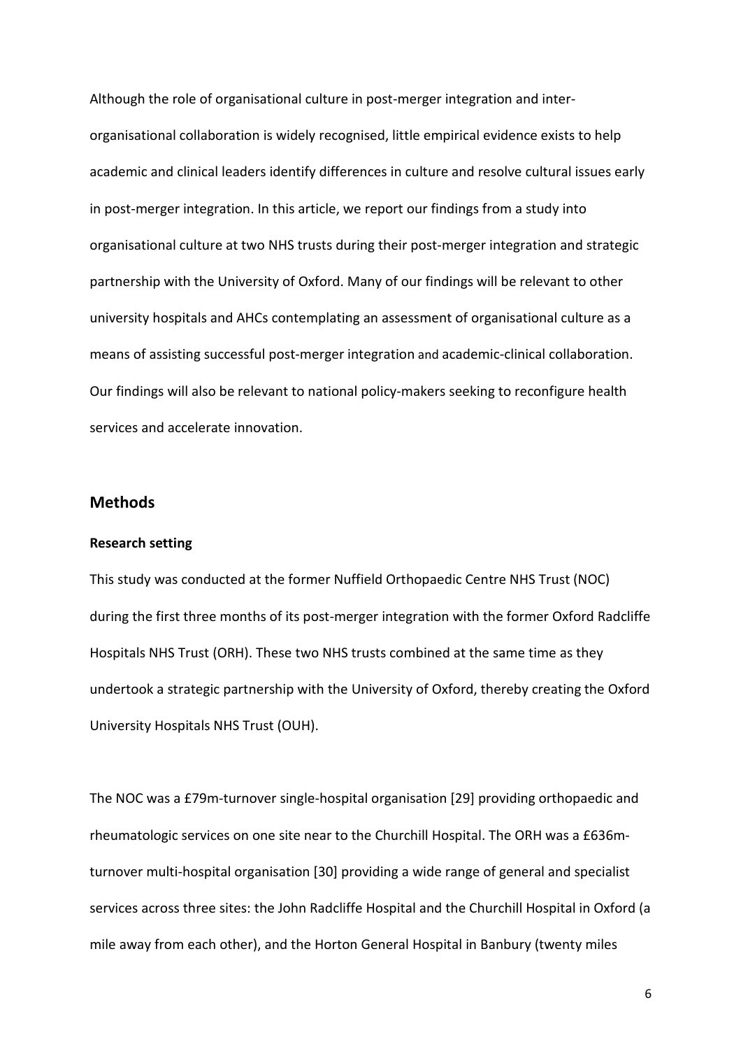Although the role of organisational culture in post-merger integration and inter-organisational collaboration is widely recognised, little empirical evidence exists to help academic and clinical leaders identify differences in culture and resolve cultural issues early in post-merger integration. In this article, we report our findings from a study into organisational culture at two NHS trusts during their post-merger integration and strategic partnership with the University of Oxford. Many of our findings will be relevant to other university hospitals and AHCs contemplating an assessment of organisational culture as a means of assisting successful post-merger integration and academic-clinical collaboration. Our findings will also be relevant to national policy-makers seeking to reconfigure health services and accelerate innovation.

## Methods

### Research setting

This study was conducted at the former Nuffield Orthopaedic Centre NHS Trust (NOC) during the first three months of its post-merger integration with the former Oxford Radcliffe Hospitals NHS Trust (ORH). These two NHS trusts combined at the same time as they undertook a strategic partnership with the University of Oxford, thereby creating the Oxford University Hospitals NHS Trust (OUH).

The NOC was a £79m-turnover single-hospital organisation [29] providing orthopaedic and rheumatologic services on one site near to the Churchill Hospital. The ORH was a £636m-turnover multi-hospital organisation [30] providing a wide range of general and specialist services across three sites: the John Radcliffe Hospital and the Churchill Hospital in Oxford (a mile away from each other), and the Horton General Hospital in Banbury (twenty miles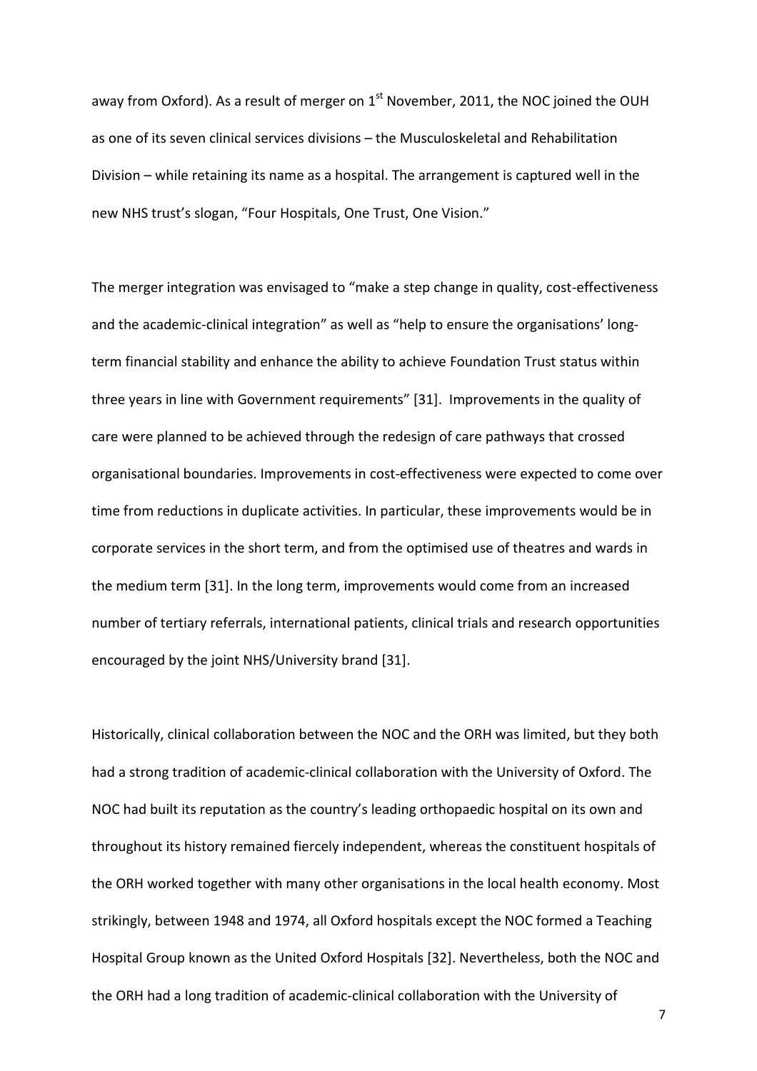away from Oxford). As a result of merger on 1st November, 2011, the NOC joined the OUH as one of its seven clinical services divisions – the Musculoskeletal and Rehabilitation Division – while retaining its name as a hospital. The arrangement is captured well in the new NHS trust's slogan, "Four Hospitals, One Trust, One Vision."

The merger integration was envisaged to "make a step change in quality, cost-effectiveness and the academic-clinical integration" as well as "help to ensure the organisations' long-term financial stability and enhance the ability to achieve Foundation Trust status within three years in line with Government requirements" [31]. Improvements in the quality of care were planned to be achieved through the redesign of care pathways that crossed organisational boundaries. Improvements in cost-effectiveness were expected to come over time from reductions in duplicate activities. In particular, these improvements would be in corporate services in the short term, and from the optimised use of theatres and wards in the medium term [31]. In the long term, improvements would come from an increased number of tertiary referrals, international patients, clinical trials and research opportunities encouraged by the joint NHS/University brand [31].

Historically, clinical collaboration between the NOC and the ORH was limited, but they both had a strong tradition of academic-clinical collaboration with the University of Oxford. The NOC had built its reputation as the country's leading orthopaedic hospital on its own and throughout its history remained fiercely independent, whereas the constituent hospitals of the ORH worked together with many other organisations in the local health economy. Most strikingly, between 1948 and 1974, all Oxford hospitals except the NOC formed a Teaching Hospital Group known as the United Oxford Hospitals [32]. Nevertheless, both the NOC and the ORH had a long tradition of academic-clinical collaboration with the University of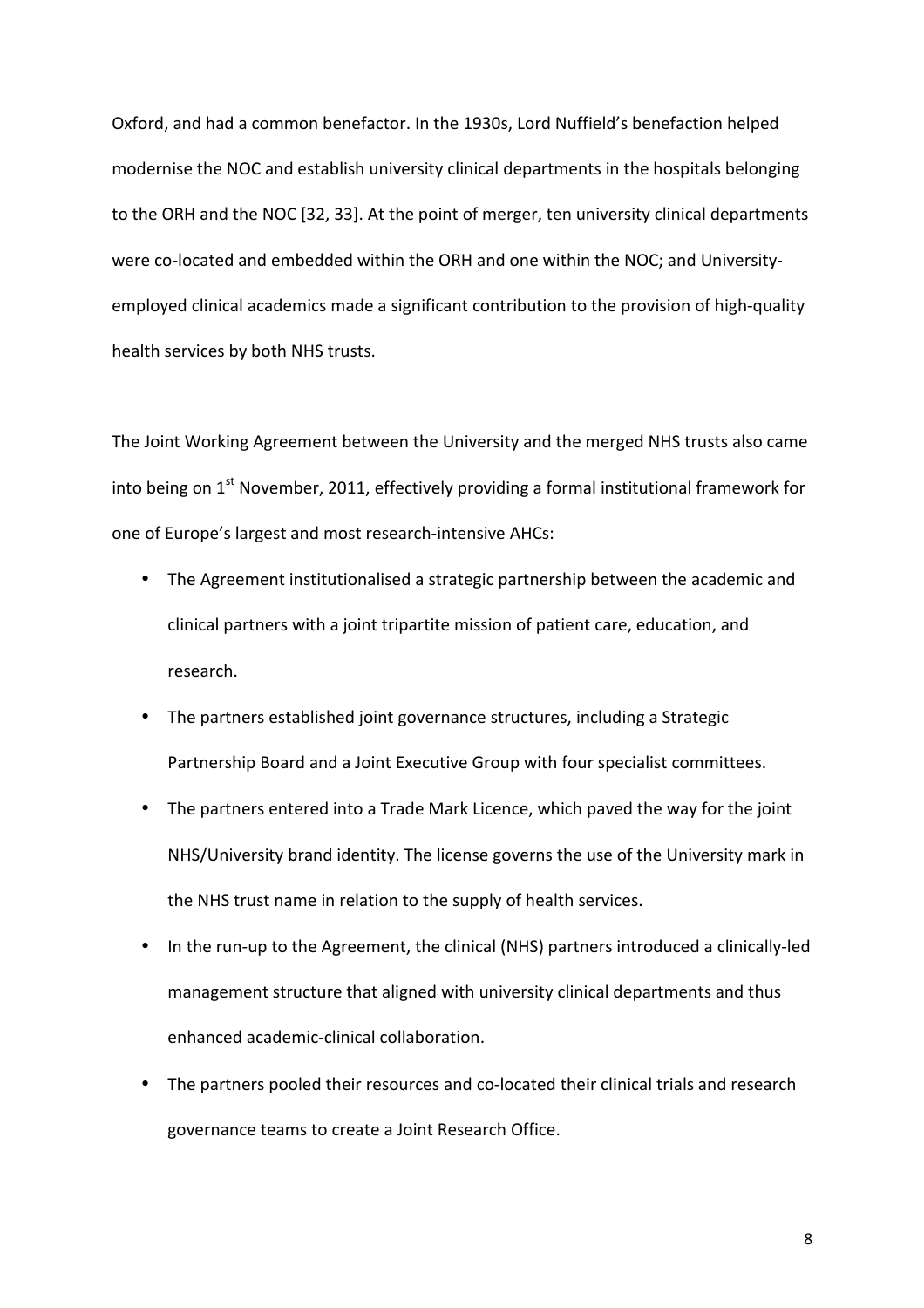Oxford, and had a common benefactor. In the 1930s, Lord Nuffield's benefaction helped modernise the NOC and establish university clinical departments in the hospitals belonging to the ORH and the NOC [32, 33]. At the point of merger, ten university clinical departments were co-located and embedded within the ORH and one within the NOC; and University-employed clinical academics made a significant contribution to the provision of high-quality health services by both NHS trusts.

The Joint Working Agreement between the University and the merged NHS trusts also came into being on 1st November, 2011, effectively providing a formal institutional framework for one of Europe's largest and most research-intensive AHCs:

- The Agreement institutionalised a strategic partnership between the academic and clinical partners with a joint tripartite mission of patient care, education, and research.
- The partners established joint governance structures, including a Strategic Partnership Board and a Joint Executive Group with four specialist committees.
- The partners entered into a Trade Mark Licence, which paved the way for the joint NHS/University brand identity. The license governs the use of the University mark in the NHS trust name in relation to the supply of health services.
- In the run-up to the Agreement, the clinical (NHS) partners introduced a clinically-led management structure that aligned with university clinical departments and thus enhanced academic-clinical collaboration.
- The partners pooled their resources and co-located their clinical trials and research governance teams to create a Joint Research Office.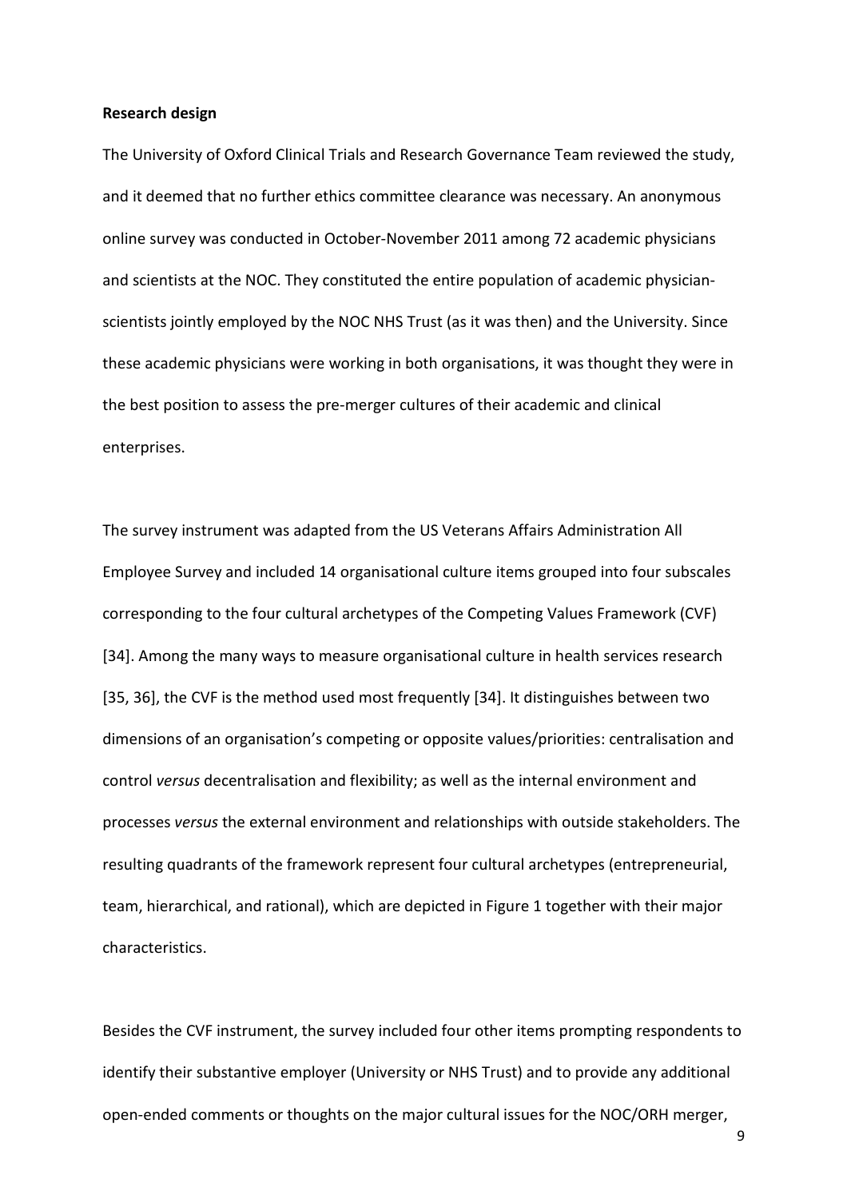**Research design**

The University of Oxford Clinical Trials and Research Governance Team reviewed the study, and it deemed that no further ethics committee clearance was necessary. An anonymous online survey was conducted in October-November 2011 among 72 academic physicians and scientists at the NOC. They constituted the entire population of academic physician-scientists jointly employed by the NOC NHS Trust (as it was then) and the University. Since these academic physicians were working in both organisations, it was thought they were in the best position to assess the pre-merger cultures of their academic and clinical enterprises.

The survey instrument was adapted from the US Veterans Affairs Administration All Employee Survey and included 14 organisational culture items grouped into four subscales corresponding to the four cultural archetypes of the Competing Values Framework (CVF) [34]. Among the many ways to measure organisational culture in health services research [35, 36], the CVF is the method used most frequently [34]. It distinguishes between two dimensions of an organisation's competing or opposite values/priorities: centralisation and control *versus* decentralisation and flexibility; as well as the internal environment and processes *versus* the external environment and relationships with outside stakeholders. The resulting quadrants of the framework represent four cultural archetypes (entrepreneurial, team, hierarchical, and rational), which are depicted in Figure 1 together with their major characteristics.

Besides the CVF instrument, the survey included four other items prompting respondents to identify their substantive employer (University or NHS Trust) and to provide any additional open-ended comments or thoughts on the major cultural issues for the NOC/ORH merger,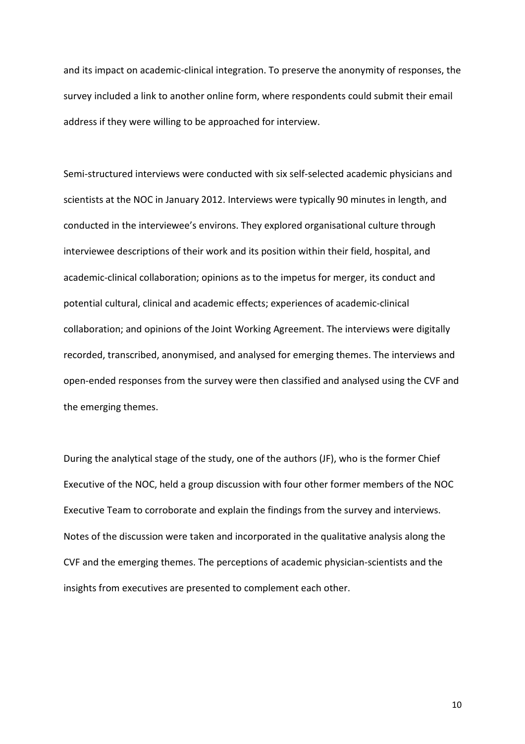and its impact on academic-clinical integration. To preserve the anonymity of responses, the survey included a link to another online form, where respondents could submit their email address if they were willing to be approached for interview.

Semi-structured interviews were conducted with six self-selected academic physicians and scientists at the NOC in January 2012. Interviews were typically 90 minutes in length, and conducted in the interviewee's environs. They explored organisational culture through interviewee descriptions of their work and its position within their field, hospital, and academic-clinical collaboration; opinions as to the impetus for merger, its conduct and potential cultural, clinical and academic effects; experiences of academic-clinical collaboration; and opinions of the Joint Working Agreement. The interviews were digitally recorded, transcribed, anonymised, and analysed for emerging themes. The interviews and open-ended responses from the survey were then classified and analysed using the CVF and the emerging themes.

During the analytical stage of the study, one of the authors (JF), who is the former Chief Executive of the NOC, held a group discussion with four other former members of the NOC Executive Team to corroborate and explain the findings from the survey and interviews. Notes of the discussion were taken and incorporated in the qualitative analysis along the CVF and the emerging themes. The perceptions of academic physician-scientists and the insights from executives are presented to complement each other.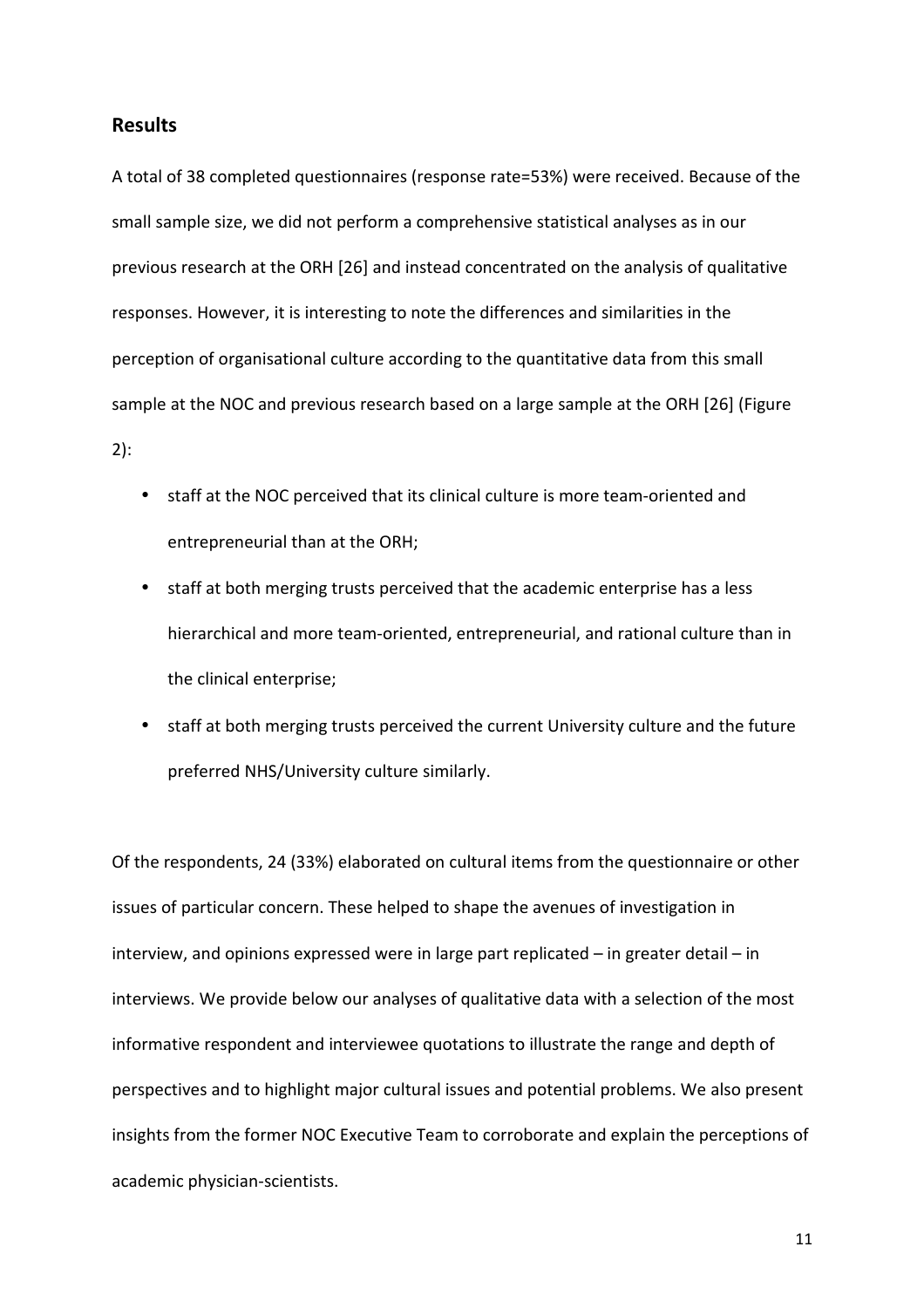## Results

A total of 38 completed questionnaires (response rate=53%) were received. Because of the small sample size, we did not perform a comprehensive statistical analyses as in our previous research at the ORH [26] and instead concentrated on the analysis of qualitative responses. However, it is interesting to note the differences and similarities in the perception of organisational culture according to the quantitative data from this small sample at the NOC and previous research based on a large sample at the ORH [26] (Figure 2):

- staff at the NOC perceived that its clinical culture is more team-oriented and entrepreneurial than at the ORH;
- staff at both merging trusts perceived that the academic enterprise has a less hierarchical and more team-oriented, entrepreneurial, and rational culture than in the clinical enterprise;
- staff at both merging trusts perceived the current University culture and the future preferred NHS/University culture similarly.

Of the respondents, 24 (33%) elaborated on cultural items from the questionnaire or other issues of particular concern. These helped to shape the avenues of investigation in interview, and opinions expressed were in large part replicated – in greater detail – in interviews. We provide below our analyses of qualitative data with a selection of the most informative respondent and interviewee quotations to illustrate the range and depth of perspectives and to highlight major cultural issues and potential problems. We also present insights from the former NOC Executive Team to corroborate and explain the perceptions of academic physician-scientists.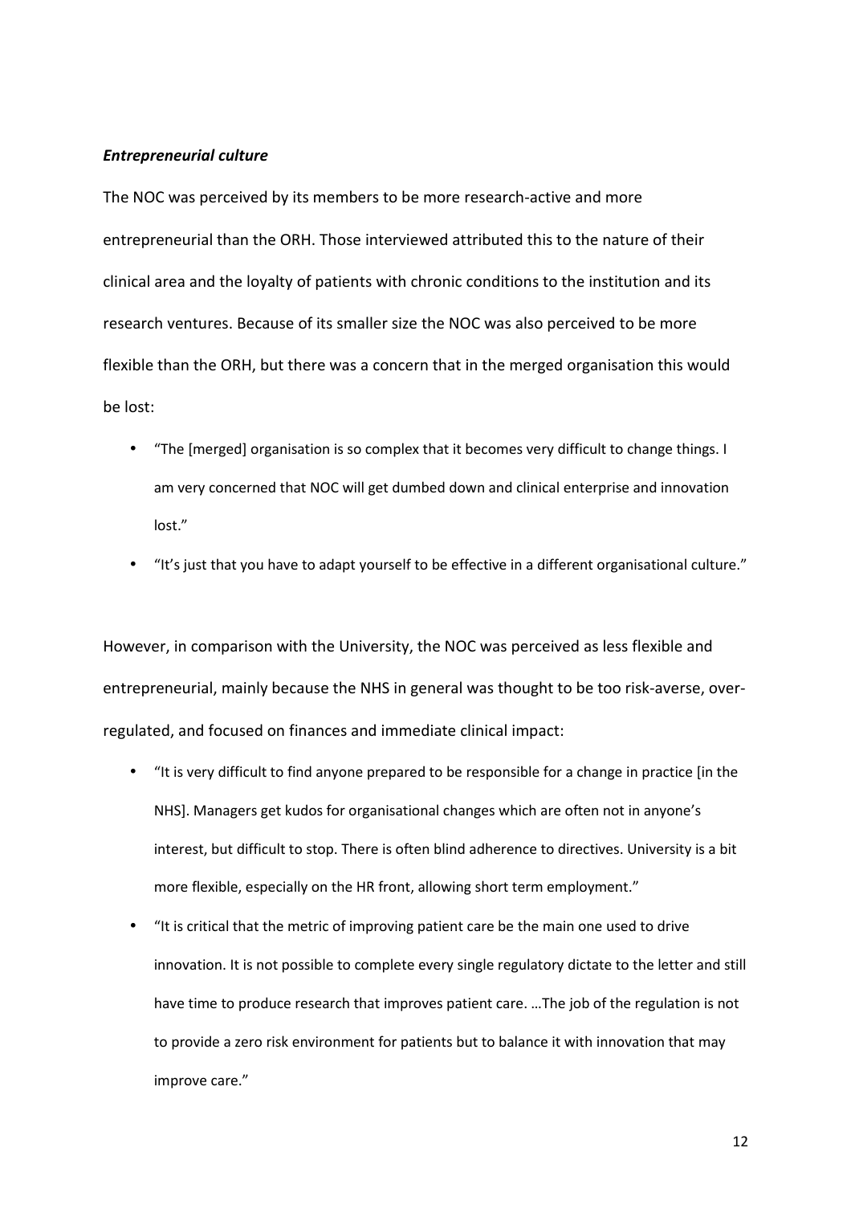***Entrepreneurial culture***

The NOC was perceived by its members to be more research-active and more entrepreneurial than the ORH. Those interviewed attributed this to the nature of their clinical area and the loyalty of patients with chronic conditions to the institution and its research ventures. Because of its smaller size the NOC was also perceived to be more flexible than the ORH, but there was a concern that in the merged organisation this would be lost:

- "The [merged] organisation is so complex that it becomes very difficult to change things. I am very concerned that NOC will get dumbed down and clinical enterprise and innovation lost."
- "It's just that you have to adapt yourself to be effective in a different organisational culture."

However, in comparison with the University, the NOC was perceived as less flexible and entrepreneurial, mainly because the NHS in general was thought to be too risk-averse, over-regulated, and focused on finances and immediate clinical impact:

- "It is very difficult to find anyone prepared to be responsible for a change in practice [in the NHS]. Managers get kudos for organisational changes which are often not in anyone's interest, but difficult to stop. There is often blind adherence to directives. University is a bit more flexible, especially on the HR front, allowing short term employment."
- "It is critical that the metric of improving patient care be the main one used to drive innovation. It is not possible to complete every single regulatory dictate to the letter and still have time to produce research that improves patient care. …The job of the regulation is not to provide a zero risk environment for patients but to balance it with innovation that may improve care."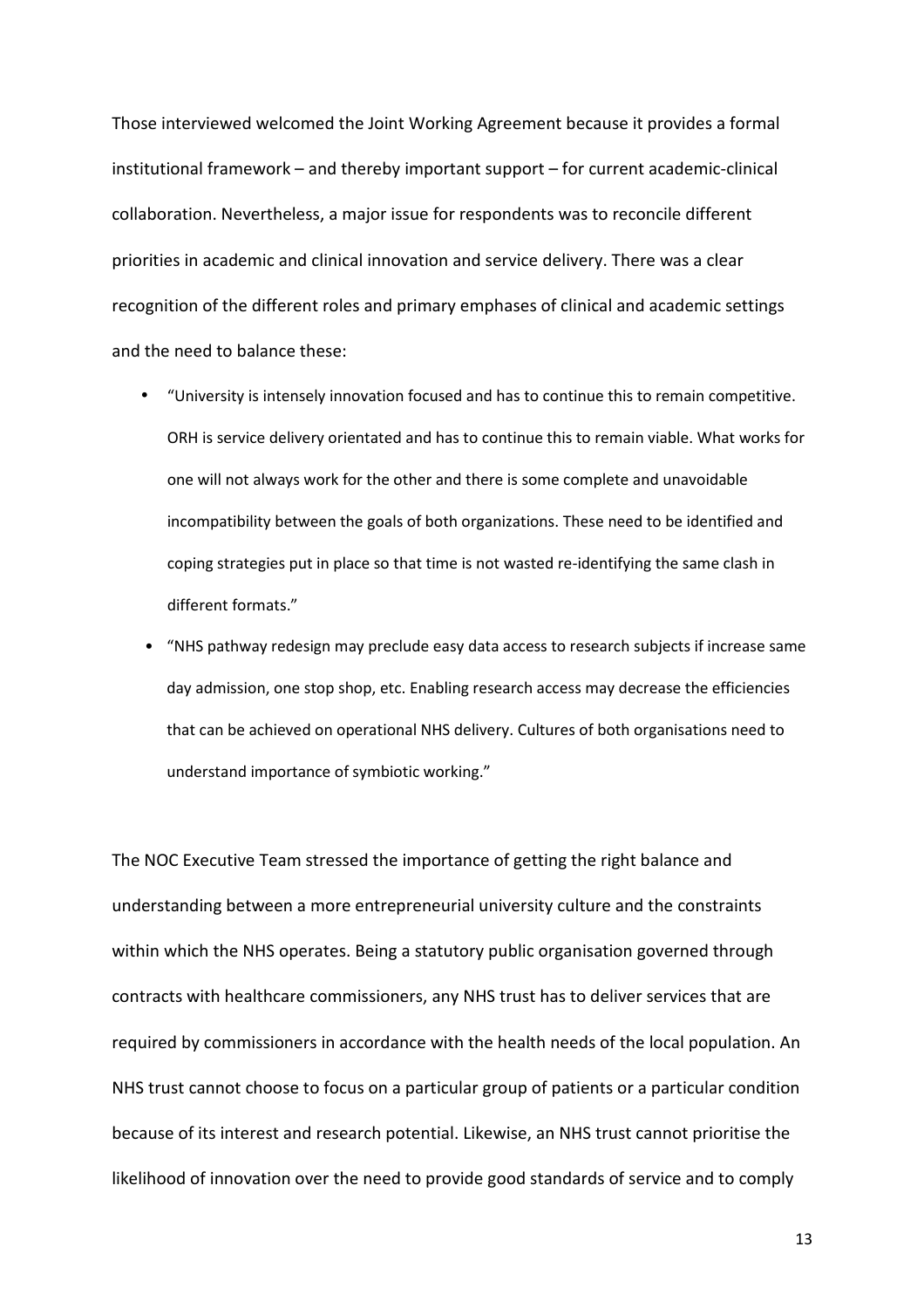Those interviewed welcomed the Joint Working Agreement because it provides a formal institutional framework – and thereby important support – for current academic-clinical collaboration. Nevertheless, a major issue for respondents was to reconcile different priorities in academic and clinical innovation and service delivery. There was a clear recognition of the different roles and primary emphases of clinical and academic settings and the need to balance these:

- "University is intensely innovation focused and has to continue this to remain competitive. ORH is service delivery orientated and has to continue this to remain viable. What works for one will not always work for the other and there is some complete and unavoidable incompatibility between the goals of both organizations. These need to be identified and coping strategies put in place so that time is not wasted re-identifying the same clash in different formats."
- "NHS pathway redesign may preclude easy data access to research subjects if increase same day admission, one stop shop, etc. Enabling research access may decrease the efficiencies that can be achieved on operational NHS delivery. Cultures of both organisations need to understand importance of symbiotic working."

The NOC Executive Team stressed the importance of getting the right balance and understanding between a more entrepreneurial university culture and the constraints within which the NHS operates. Being a statutory public organisation governed through contracts with healthcare commissioners, any NHS trust has to deliver services that are required by commissioners in accordance with the health needs of the local population. An NHS trust cannot choose to focus on a particular group of patients or a particular condition because of its interest and research potential. Likewise, an NHS trust cannot prioritise the likelihood of innovation over the need to provide good standards of service and to comply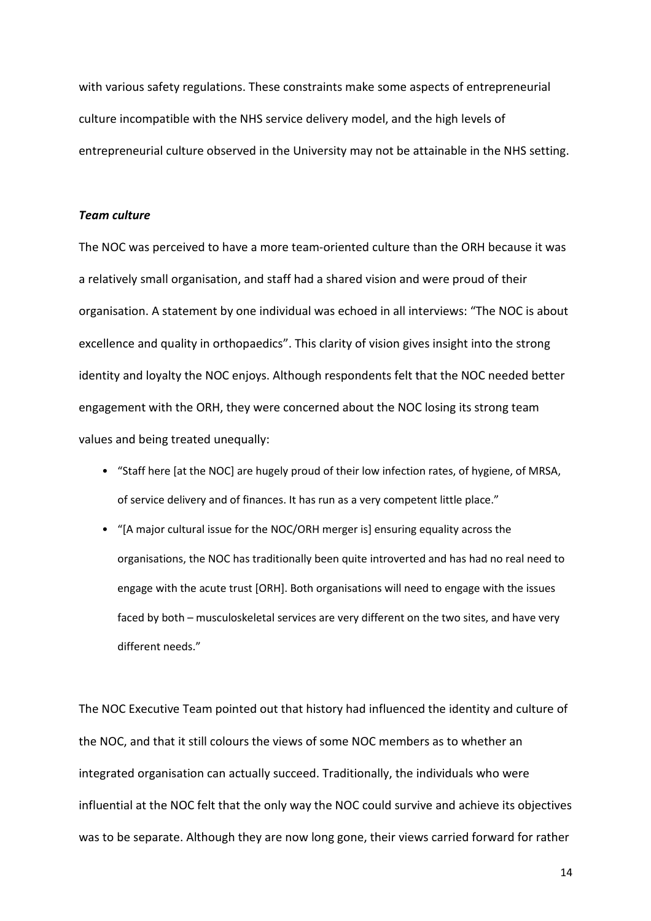with various safety regulations. These constraints make some aspects of entrepreneurial culture incompatible with the NHS service delivery model, and the high levels of entrepreneurial culture observed in the University may not be attainable in the NHS setting.

***Team culture***

The NOC was perceived to have a more team-oriented culture than the ORH because it was a relatively small organisation, and staff had a shared vision and were proud of their organisation. A statement by one individual was echoed in all interviews: "The NOC is about excellence and quality in orthopaedics". This clarity of vision gives insight into the strong identity and loyalty the NOC enjoys. Although respondents felt that the NOC needed better engagement with the ORH, they were concerned about the NOC losing its strong team values and being treated unequally:

- "Staff here [at the NOC] are hugely proud of their low infection rates, of hygiene, of MRSA, of service delivery and of finances. It has run as a very competent little place."
- "[A major cultural issue for the NOC/ORH merger is] ensuring equality across the organisations, the NOC has traditionally been quite introverted and has had no real need to engage with the acute trust [ORH]. Both organisations will need to engage with the issues faced by both – musculoskeletal services are very different on the two sites, and have very different needs."

The NOC Executive Team pointed out that history had influenced the identity and culture of the NOC, and that it still colours the views of some NOC members as to whether an integrated organisation can actually succeed. Traditionally, the individuals who were influential at the NOC felt that the only way the NOC could survive and achieve its objectives was to be separate. Although they are now long gone, their views carried forward for rather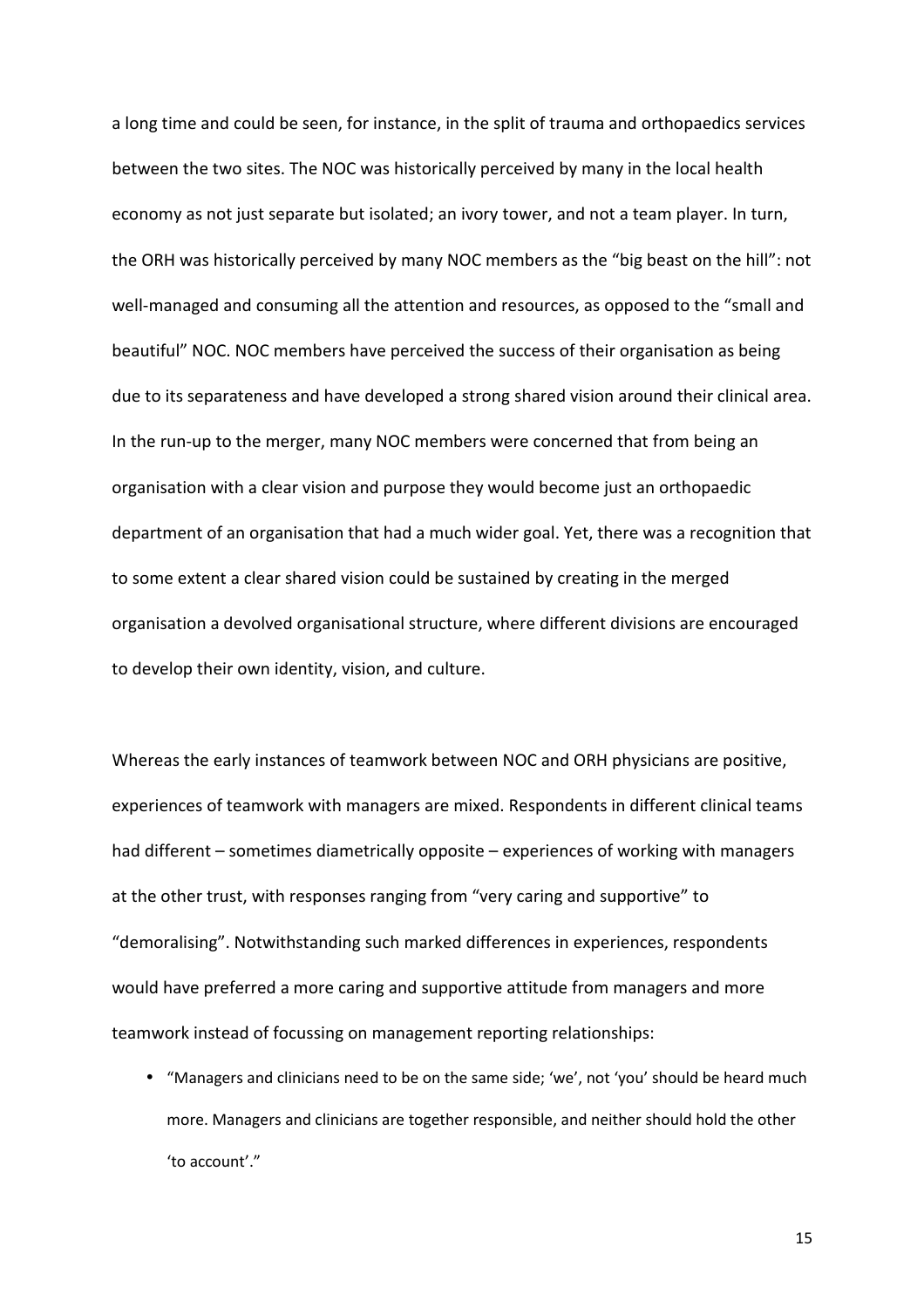a long time and could be seen, for instance, in the split of trauma and orthopaedics services between the two sites. The NOC was historically perceived by many in the local health economy as not just separate but isolated; an ivory tower, and not a team player. In turn, the ORH was historically perceived by many NOC members as the "big beast on the hill": not well-managed and consuming all the attention and resources, as opposed to the "small and beautiful" NOC. NOC members have perceived the success of their organisation as being due to its separateness and have developed a strong shared vision around their clinical area. In the run-up to the merger, many NOC members were concerned that from being an organisation with a clear vision and purpose they would become just an orthopaedic department of an organisation that had a much wider goal. Yet, there was a recognition that to some extent a clear shared vision could be sustained by creating in the merged organisation a devolved organisational structure, where different divisions are encouraged to develop their own identity, vision, and culture.

Whereas the early instances of teamwork between NOC and ORH physicians are positive, experiences of teamwork with managers are mixed. Respondents in different clinical teams had different – sometimes diametrically opposite – experiences of working with managers at the other trust, with responses ranging from "very caring and supportive" to "demoralising". Notwithstanding such marked differences in experiences, respondents would have preferred a more caring and supportive attitude from managers and more teamwork instead of focussing on management reporting relationships:

- "Managers and clinicians need to be on the same side; 'we', not 'you' should be heard much more. Managers and clinicians are together responsible, and neither should hold the other 'to account'."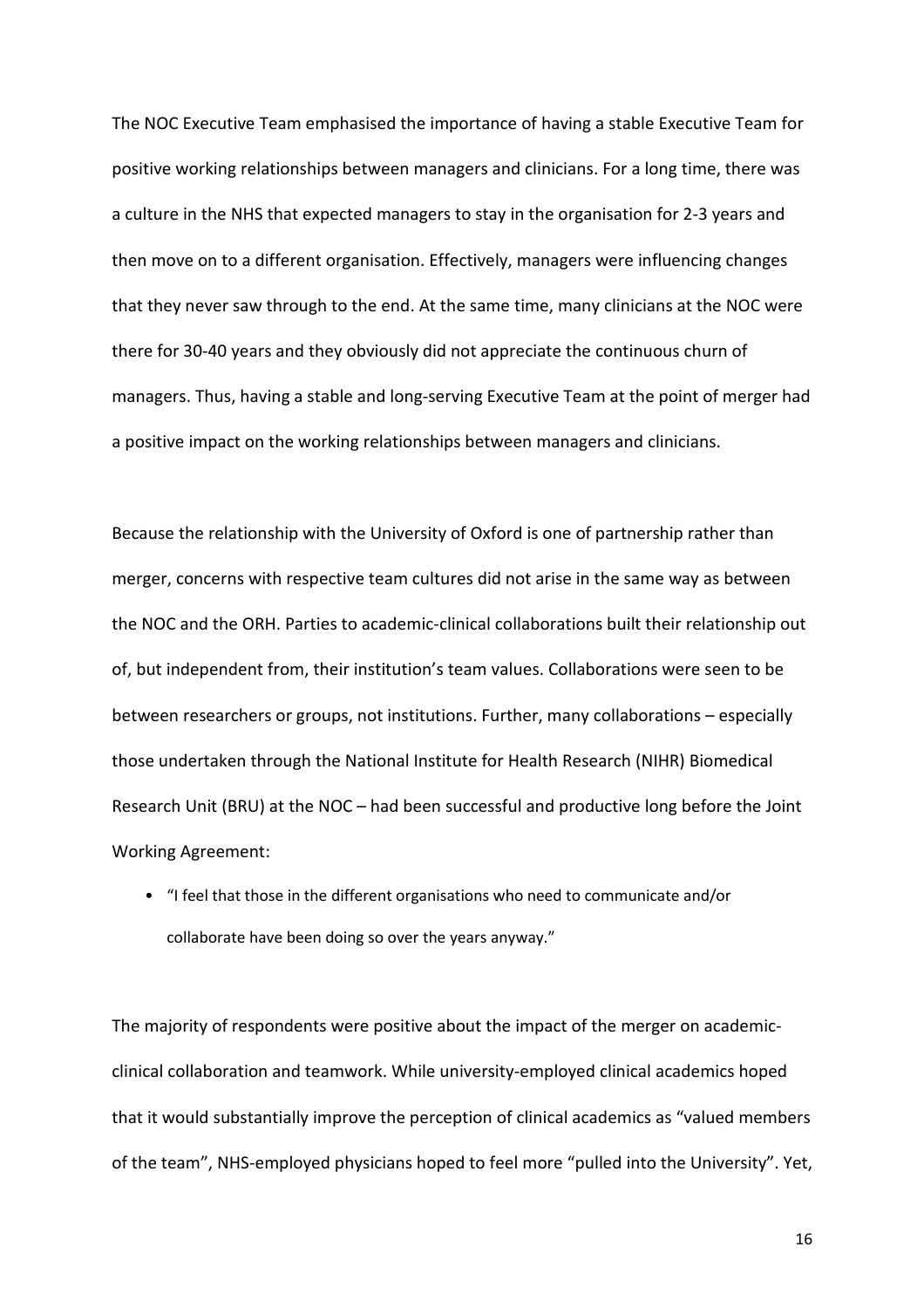The NOC Executive Team emphasised the importance of having a stable Executive Team for positive working relationships between managers and clinicians. For a long time, there was a culture in the NHS that expected managers to stay in the organisation for 2-3 years and then move on to a different organisation. Effectively, managers were influencing changes that they never saw through to the end. At the same time, many clinicians at the NOC were there for 30-40 years and they obviously did not appreciate the continuous churn of managers. Thus, having a stable and long-serving Executive Team at the point of merger had a positive impact on the working relationships between managers and clinicians.

Because the relationship with the University of Oxford is one of partnership rather than merger, concerns with respective team cultures did not arise in the same way as between the NOC and the ORH. Parties to academic-clinical collaborations built their relationship out of, but independent from, their institution's team values. Collaborations were seen to be between researchers or groups, not institutions. Further, many collaborations – especially those undertaken through the National Institute for Health Research (NIHR) Biomedical Research Unit (BRU) at the NOC – had been successful and productive long before the Joint Working Agreement:

- "I feel that those in the different organisations who need to communicate and/or collaborate have been doing so over the years anyway."

The majority of respondents were positive about the impact of the merger on academic-clinical collaboration and teamwork. While university-employed clinical academics hoped that it would substantially improve the perception of clinical academics as "valued members of the team", NHS-employed physicians hoped to feel more "pulled into the University". Yet,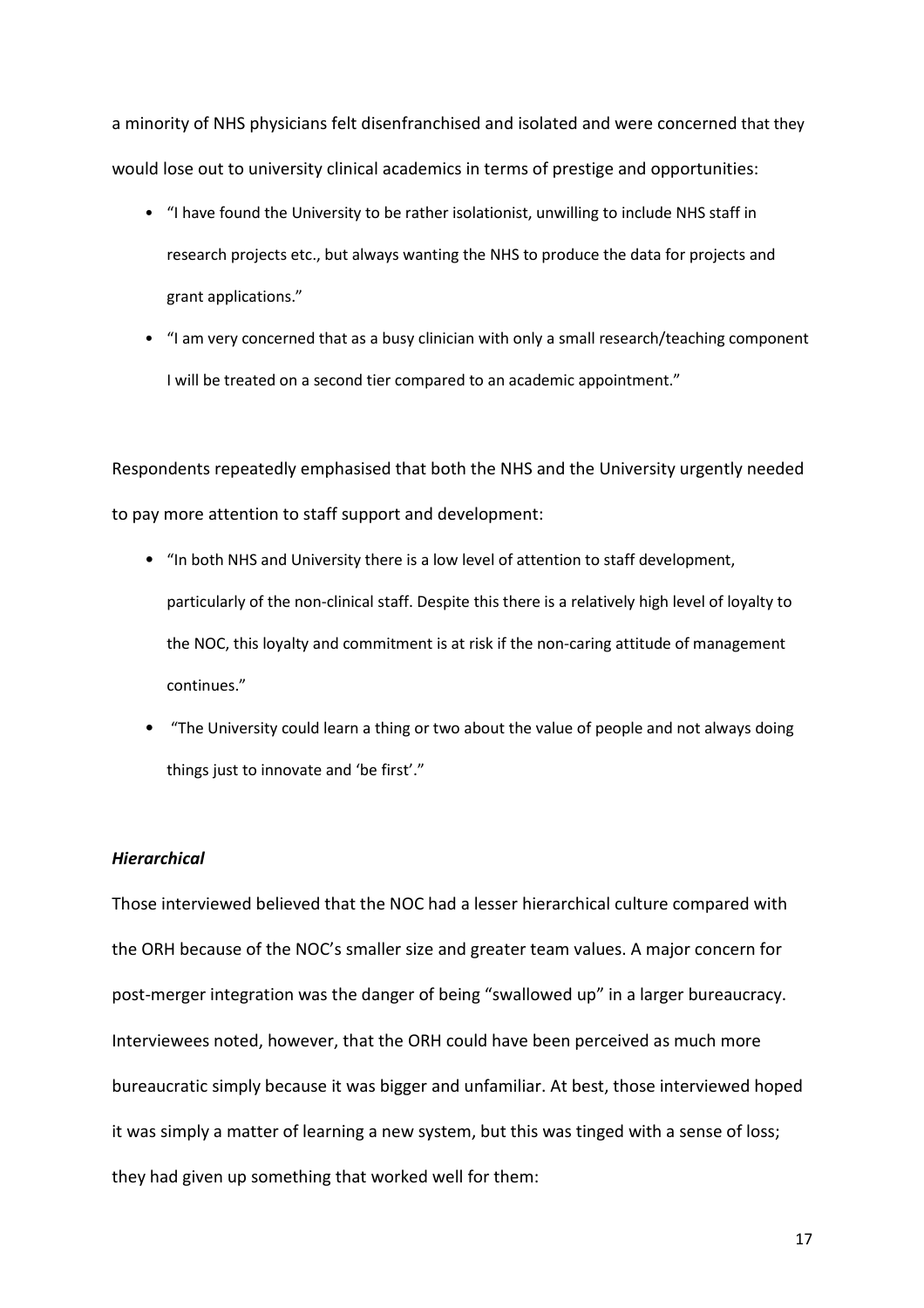a minority of NHS physicians felt disenfranchised and isolated and were concerned that they would lose out to university clinical academics in terms of prestige and opportunities:

- "I have found the University to be rather isolationist, unwilling to include NHS staff in research projects etc., but always wanting the NHS to produce the data for projects and grant applications."
- "I am very concerned that as a busy clinician with only a small research/teaching component I will be treated on a second tier compared to an academic appointment."

Respondents repeatedly emphasised that both the NHS and the University urgently needed to pay more attention to staff support and development:

- "In both NHS and University there is a low level of attention to staff development, particularly of the non-clinical staff. Despite this there is a relatively high level of loyalty to the NOC, this loyalty and commitment is at risk if the non-caring attitude of management continues."
- "The University could learn a thing or two about the value of people and not always doing things just to innovate and 'be first'."

***Hierarchical***

Those interviewed believed that the NOC had a lesser hierarchical culture compared with the ORH because of the NOC's smaller size and greater team values. A major concern for post-merger integration was the danger of being "swallowed up" in a larger bureaucracy. Interviewees noted, however, that the ORH could have been perceived as much more bureaucratic simply because it was bigger and unfamiliar. At best, those interviewed hoped it was simply a matter of learning a new system, but this was tinged with a sense of loss; they had given up something that worked well for them: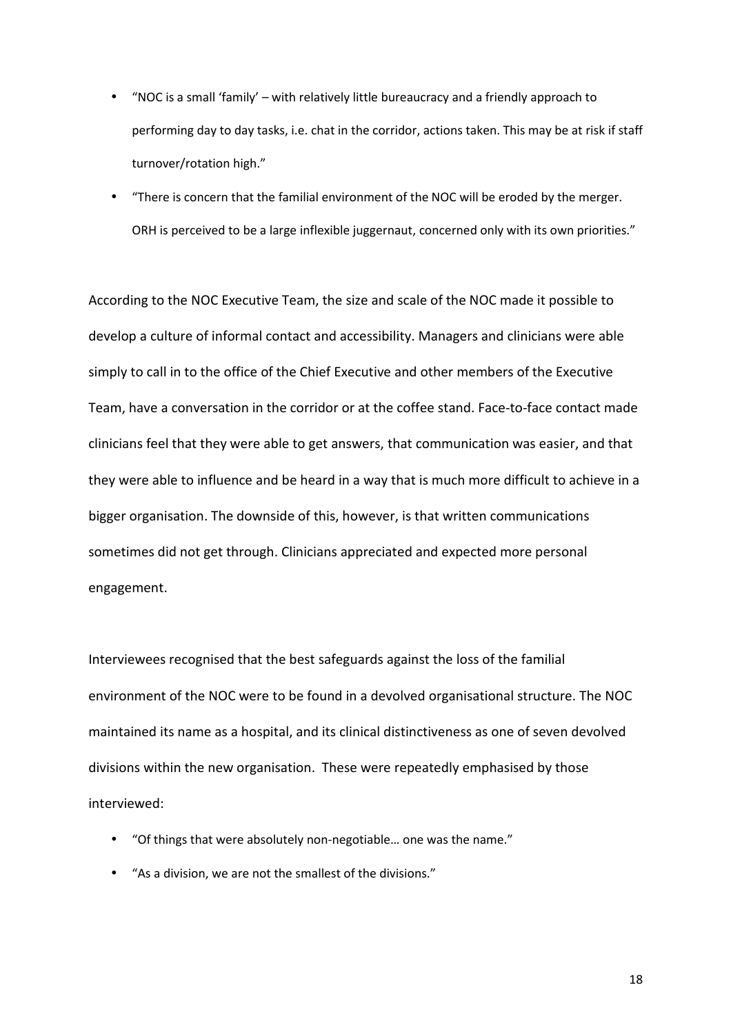- "NOC is a small 'family' – with relatively little bureaucracy and a friendly approach to performing day to day tasks, i.e. chat in the corridor, actions taken. This may be at risk if staff turnover/rotation high."
- "There is concern that the familial environment of the NOC will be eroded by the merger. ORH is perceived to be a large inflexible juggernaut, concerned only with its own priorities."

According to the NOC Executive Team, the size and scale of the NOC made it possible to develop a culture of informal contact and accessibility. Managers and clinicians were able simply to call in to the office of the Chief Executive and other members of the Executive Team, have a conversation in the corridor or at the coffee stand. Face-to-face contact made clinicians feel that they were able to get answers, that communication was easier, and that they were able to influence and be heard in a way that is much more difficult to achieve in a bigger organisation. The downside of this, however, is that written communications sometimes did not get through. Clinicians appreciated and expected more personal engagement.

Interviewees recognised that the best safeguards against the loss of the familial environment of the NOC were to be found in a devolved organisational structure. The NOC maintained its name as a hospital, and its clinical distinctiveness as one of seven devolved divisions within the new organisation. These were repeatedly emphasised by those interviewed:

- "Of things that were absolutely non-negotiable… one was the name."
- "As a division, we are not the smallest of the divisions."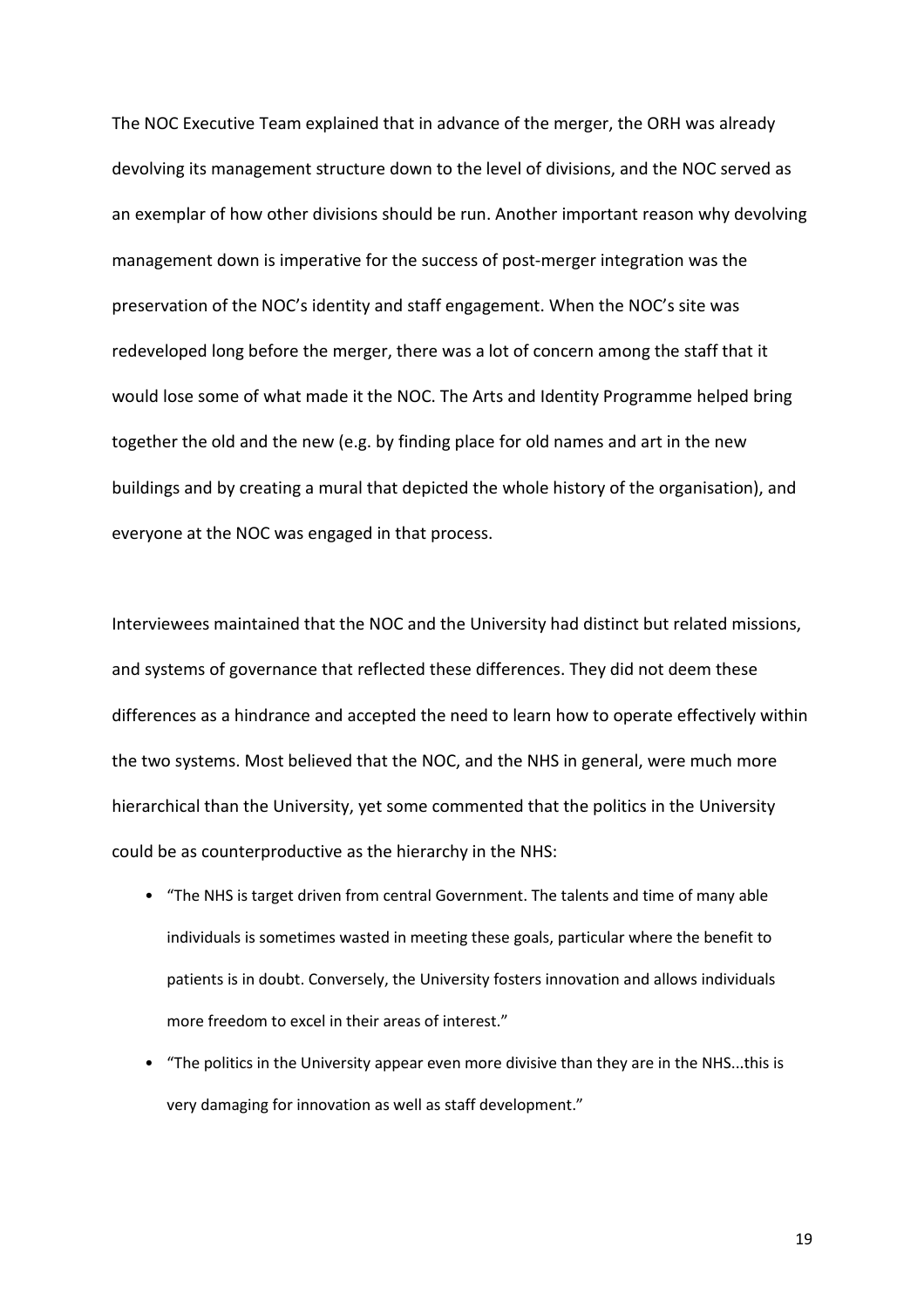The NOC Executive Team explained that in advance of the merger, the ORH was already devolving its management structure down to the level of divisions, and the NOC served as an exemplar of how other divisions should be run. Another important reason why devolving management down is imperative for the success of post-merger integration was the preservation of the NOC's identity and staff engagement. When the NOC's site was redeveloped long before the merger, there was a lot of concern among the staff that it would lose some of what made it the NOC. The Arts and Identity Programme helped bring together the old and the new (e.g. by finding place for old names and art in the new buildings and by creating a mural that depicted the whole history of the organisation), and everyone at the NOC was engaged in that process.

Interviewees maintained that the NOC and the University had distinct but related missions, and systems of governance that reflected these differences. They did not deem these differences as a hindrance and accepted the need to learn how to operate effectively within the two systems. Most believed that the NOC, and the NHS in general, were much more hierarchical than the University, yet some commented that the politics in the University could be as counterproductive as the hierarchy in the NHS:

- "The NHS is target driven from central Government. The talents and time of many able individuals is sometimes wasted in meeting these goals, particular where the benefit to patients is in doubt. Conversely, the University fosters innovation and allows individuals more freedom to excel in their areas of interest."
- "The politics in the University appear even more divisive than they are in the NHS...this is very damaging for innovation as well as staff development."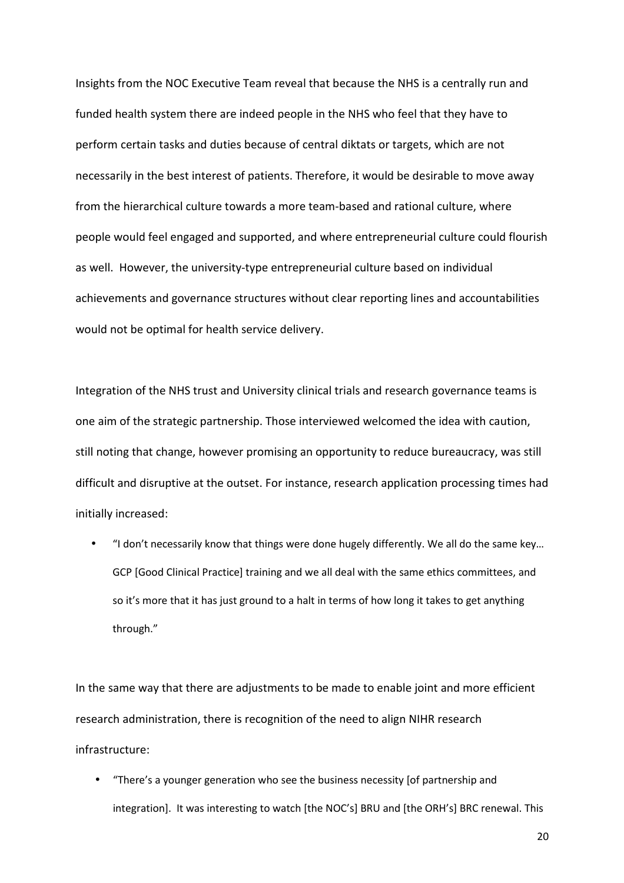Insights from the NOC Executive Team reveal that because the NHS is a centrally run and funded health system there are indeed people in the NHS who feel that they have to perform certain tasks and duties because of central diktats or targets, which are not necessarily in the best interest of patients. Therefore, it would be desirable to move away from the hierarchical culture towards a more team-based and rational culture, where people would feel engaged and supported, and where entrepreneurial culture could flourish as well. However, the university-type entrepreneurial culture based on individual achievements and governance structures without clear reporting lines and accountabilities would not be optimal for health service delivery.

Integration of the NHS trust and University clinical trials and research governance teams is one aim of the strategic partnership. Those interviewed welcomed the idea with caution, still noting that change, however promising an opportunity to reduce bureaucracy, was still difficult and disruptive at the outset. For instance, research application processing times had initially increased:

- "I don't necessarily know that things were done hugely differently. We all do the same key… GCP [Good Clinical Practice] training and we all deal with the same ethics committees, and so it's more that it has just ground to a halt in terms of how long it takes to get anything through."

In the same way that there are adjustments to be made to enable joint and more efficient research administration, there is recognition of the need to align NIHR research infrastructure:

- "There's a younger generation who see the business necessity [of partnership and integration]. It was interesting to watch [the NOC's] BRU and [the ORH's] BRC renewal. This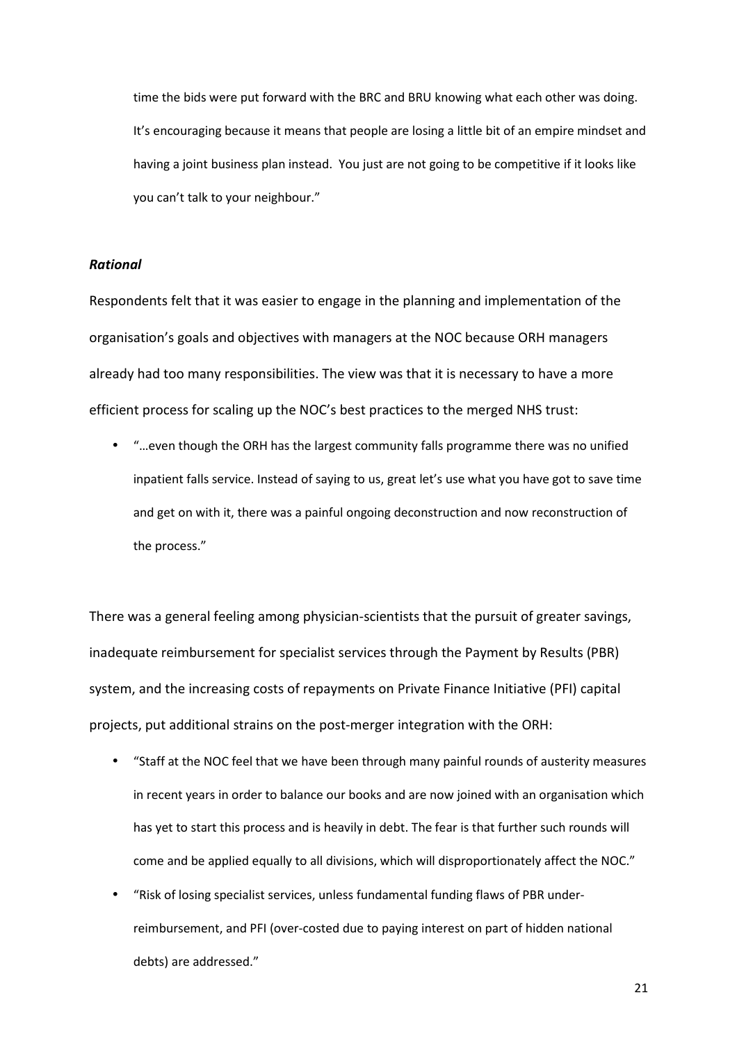time the bids were put forward with the BRC and BRU knowing what each other was doing. It's encouraging because it means that people are losing a little bit of an empire mindset and having a joint business plan instead. You just are not going to be competitive if it looks like you can't talk to your neighbour."

### *Rational*

Respondents felt that it was easier to engage in the planning and implementation of the organisation's goals and objectives with managers at the NOC because ORH managers already had too many responsibilities. The view was that it is necessary to have a more efficient process for scaling up the NOC's best practices to the merged NHS trust:

- "…even though the ORH has the largest community falls programme there was no unified inpatient falls service. Instead of saying to us, great let's use what you have got to save time and get on with it, there was a painful ongoing deconstruction and now reconstruction of the process."

There was a general feeling among physician-scientists that the pursuit of greater savings, inadequate reimbursement for specialist services through the Payment by Results (PBR) system, and the increasing costs of repayments on Private Finance Initiative (PFI) capital projects, put additional strains on the post-merger integration with the ORH:

- "Staff at the NOC feel that we have been through many painful rounds of austerity measures in recent years in order to balance our books and are now joined with an organisation which has yet to start this process and is heavily in debt. The fear is that further such rounds will come and be applied equally to all divisions, which will disproportionately affect the NOC."
- "Risk of losing specialist services, unless fundamental funding flaws of PBR under-reimbursement, and PFI (over-costed due to paying interest on part of hidden national debts) are addressed."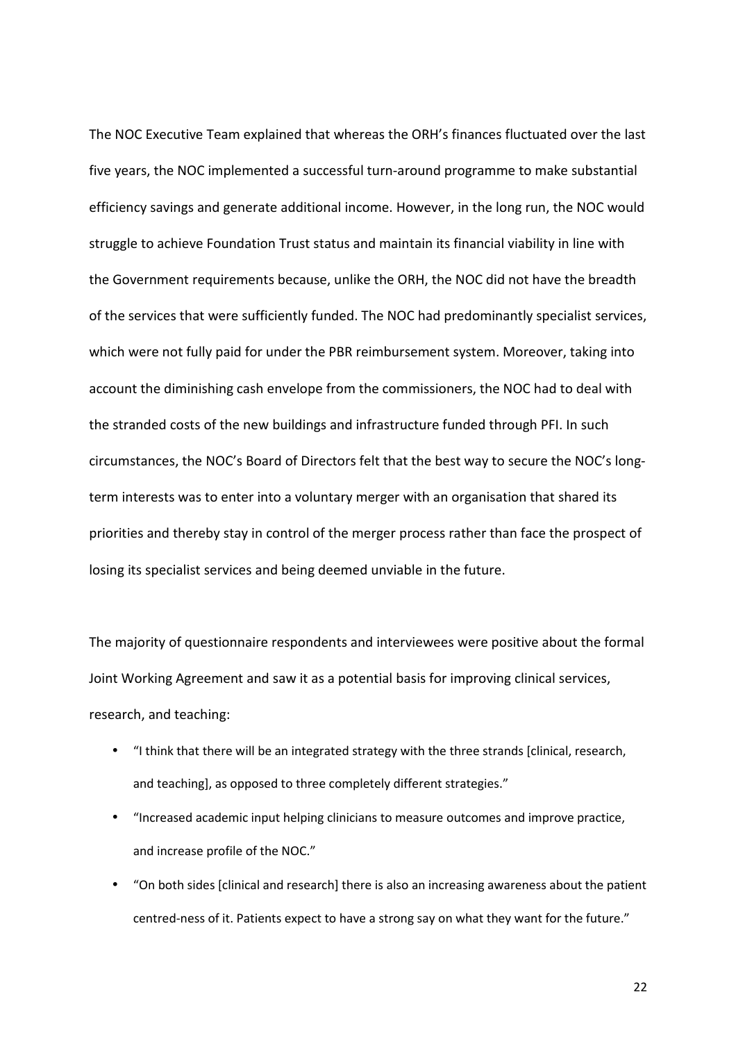The NOC Executive Team explained that whereas the ORH's finances fluctuated over the last five years, the NOC implemented a successful turn-around programme to make substantial efficiency savings and generate additional income. However, in the long run, the NOC would struggle to achieve Foundation Trust status and maintain its financial viability in line with the Government requirements because, unlike the ORH, the NOC did not have the breadth of the services that were sufficiently funded. The NOC had predominantly specialist services, which were not fully paid for under the PBR reimbursement system. Moreover, taking into account the diminishing cash envelope from the commissioners, the NOC had to deal with the stranded costs of the new buildings and infrastructure funded through PFI. In such circumstances, the NOC's Board of Directors felt that the best way to secure the NOC's long-term interests was to enter into a voluntary merger with an organisation that shared its priorities and thereby stay in control of the merger process rather than face the prospect of losing its specialist services and being deemed unviable in the future.

The majority of questionnaire respondents and interviewees were positive about the formal Joint Working Agreement and saw it as a potential basis for improving clinical services, research, and teaching:

- "I think that there will be an integrated strategy with the three strands [clinical, research, and teaching], as opposed to three completely different strategies."
- "Increased academic input helping clinicians to measure outcomes and improve practice, and increase profile of the NOC."
- "On both sides [clinical and research] there is also an increasing awareness about the patient centred-ness of it. Patients expect to have a strong say on what they want for the future."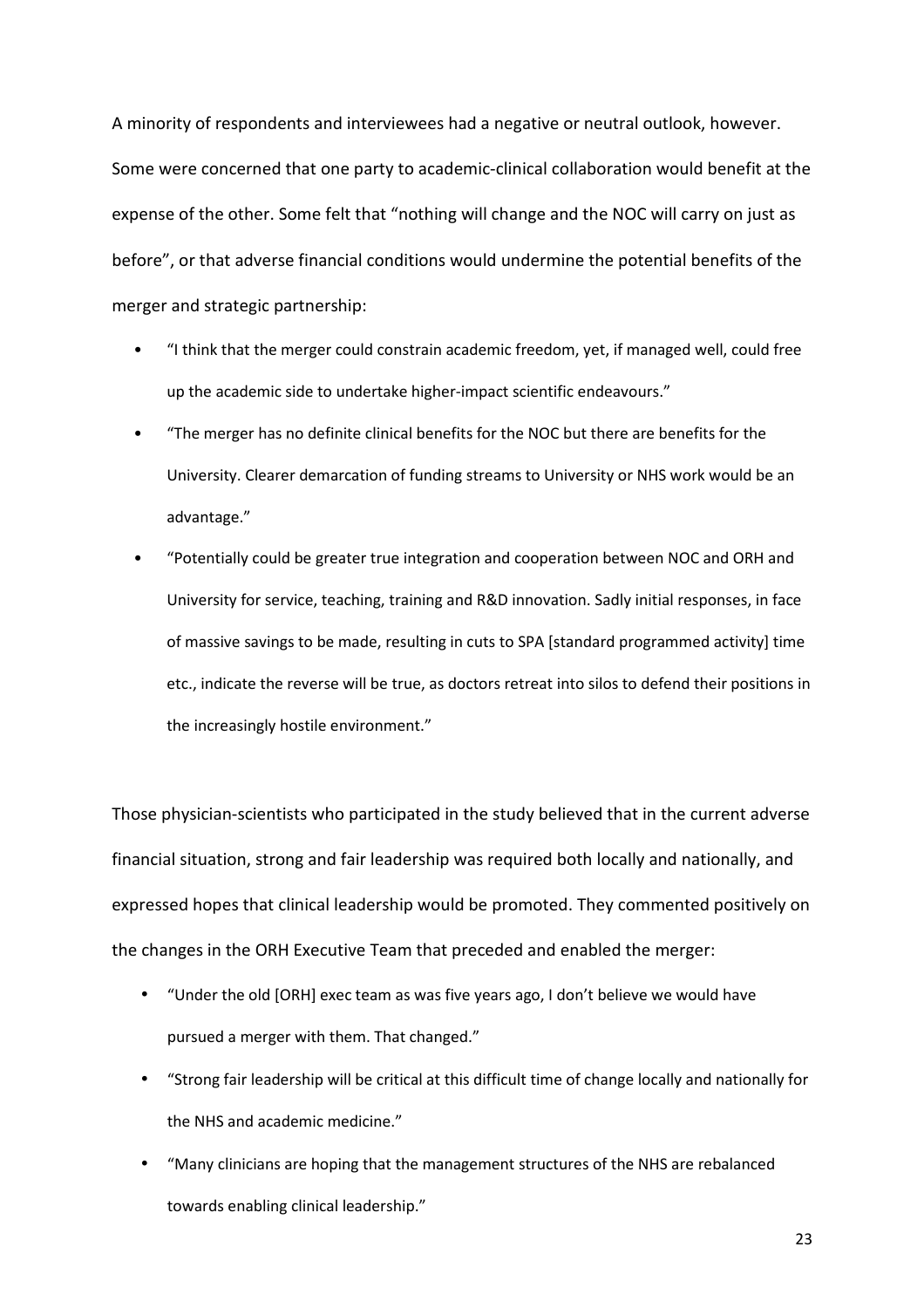A minority of respondents and interviewees had a negative or neutral outlook, however. Some were concerned that one party to academic-clinical collaboration would benefit at the expense of the other. Some felt that "nothing will change and the NOC will carry on just as before", or that adverse financial conditions would undermine the potential benefits of the merger and strategic partnership:

- "I think that the merger could constrain academic freedom, yet, if managed well, could free up the academic side to undertake higher-impact scientific endeavours."
- "The merger has no definite clinical benefits for the NOC but there are benefits for the University. Clearer demarcation of funding streams to University or NHS work would be an advantage."
- "Potentially could be greater true integration and cooperation between NOC and ORH and University for service, teaching, training and R&D innovation. Sadly initial responses, in face of massive savings to be made, resulting in cuts to SPA [standard programmed activity] time etc., indicate the reverse will be true, as doctors retreat into silos to defend their positions in the increasingly hostile environment."

Those physician-scientists who participated in the study believed that in the current adverse financial situation, strong and fair leadership was required both locally and nationally, and expressed hopes that clinical leadership would be promoted. They commented positively on the changes in the ORH Executive Team that preceded and enabled the merger:

- "Under the old [ORH] exec team as was five years ago, I don't believe we would have pursued a merger with them. That changed."
- "Strong fair leadership will be critical at this difficult time of change locally and nationally for the NHS and academic medicine."
- "Many clinicians are hoping that the management structures of the NHS are rebalanced towards enabling clinical leadership."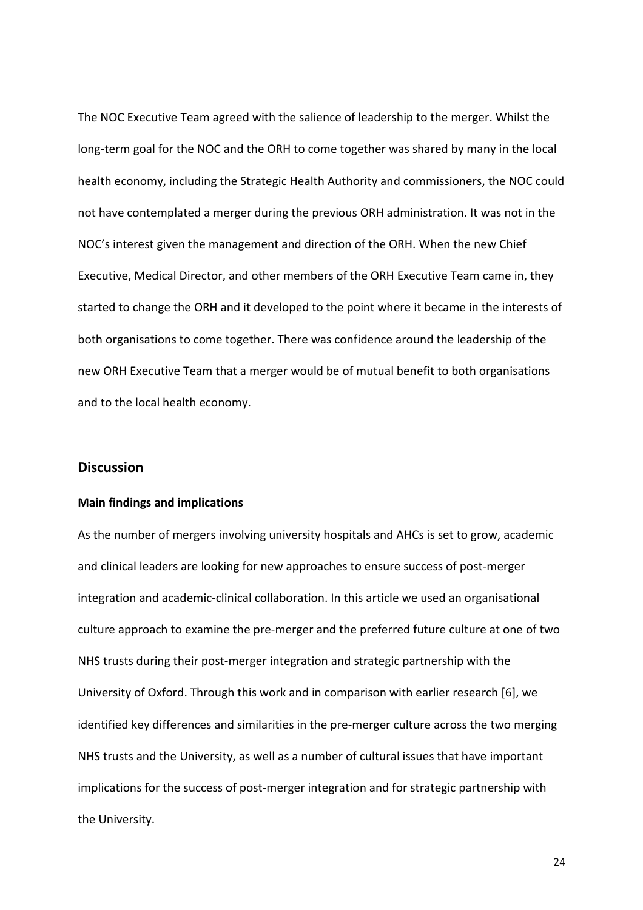The NOC Executive Team agreed with the salience of leadership to the merger. Whilst the long-term goal for the NOC and the ORH to come together was shared by many in the local health economy, including the Strategic Health Authority and commissioners, the NOC could not have contemplated a merger during the previous ORH administration. It was not in the NOC's interest given the management and direction of the ORH. When the new Chief Executive, Medical Director, and other members of the ORH Executive Team came in, they started to change the ORH and it developed to the point where it became in the interests of both organisations to come together. There was confidence around the leadership of the new ORH Executive Team that a merger would be of mutual benefit to both organisations and to the local health economy.

## Discussion

### Main findings and implications

As the number of mergers involving university hospitals and AHCs is set to grow, academic and clinical leaders are looking for new approaches to ensure success of post-merger integration and academic-clinical collaboration. In this article we used an organisational culture approach to examine the pre-merger and the preferred future culture at one of two NHS trusts during their post-merger integration and strategic partnership with the University of Oxford. Through this work and in comparison with earlier research [6], we identified key differences and similarities in the pre-merger culture across the two merging NHS trusts and the University, as well as a number of cultural issues that have important implications for the success of post-merger integration and for strategic partnership with the University.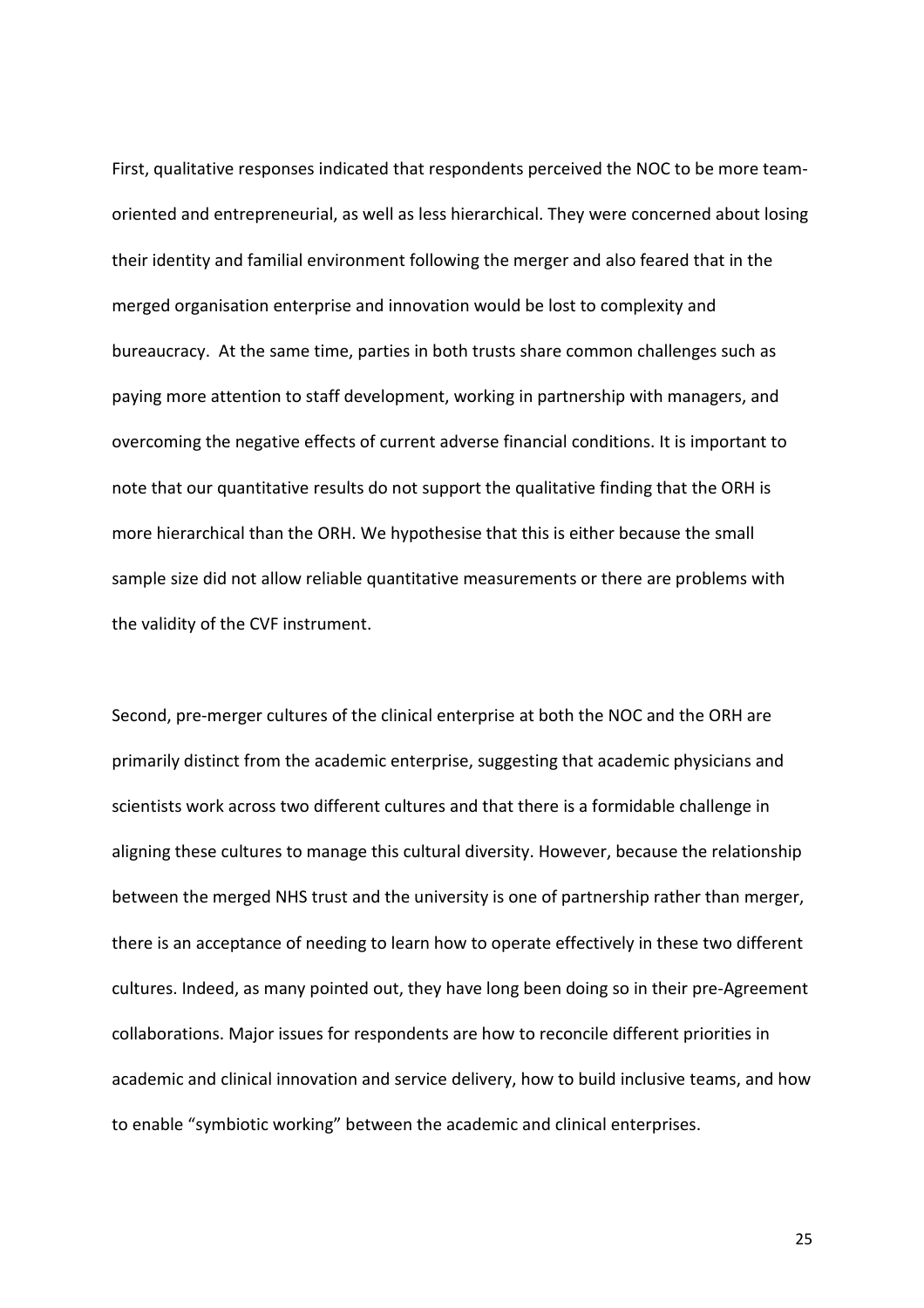First, qualitative responses indicated that respondents perceived the NOC to be more team-oriented and entrepreneurial, as well as less hierarchical. They were concerned about losing their identity and familial environment following the merger and also feared that in the merged organisation enterprise and innovation would be lost to complexity and bureaucracy. At the same time, parties in both trusts share common challenges such as paying more attention to staff development, working in partnership with managers, and overcoming the negative effects of current adverse financial conditions. It is important to note that our quantitative results do not support the qualitative finding that the ORH is more hierarchical than the ORH. We hypothesise that this is either because the small sample size did not allow reliable quantitative measurements or there are problems with the validity of the CVF instrument.

Second, pre-merger cultures of the clinical enterprise at both the NOC and the ORH are primarily distinct from the academic enterprise, suggesting that academic physicians and scientists work across two different cultures and that there is a formidable challenge in aligning these cultures to manage this cultural diversity. However, because the relationship between the merged NHS trust and the university is one of partnership rather than merger, there is an acceptance of needing to learn how to operate effectively in these two different cultures. Indeed, as many pointed out, they have long been doing so in their pre-Agreement collaborations. Major issues for respondents are how to reconcile different priorities in academic and clinical innovation and service delivery, how to build inclusive teams, and how to enable "symbiotic working" between the academic and clinical enterprises.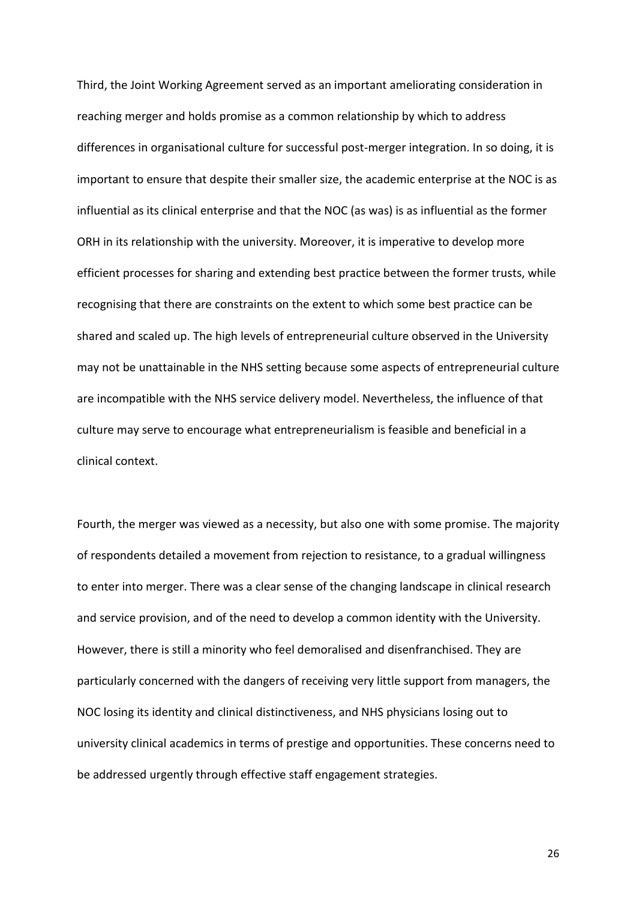Third, the Joint Working Agreement served as an important ameliorating consideration in reaching merger and holds promise as a common relationship by which to address differences in organisational culture for successful post-merger integration. In so doing, it is important to ensure that despite their smaller size, the academic enterprise at the NOC is as influential as its clinical enterprise and that the NOC (as was) is as influential as the former ORH in its relationship with the university. Moreover, it is imperative to develop more efficient processes for sharing and extending best practice between the former trusts, while recognising that there are constraints on the extent to which some best practice can be shared and scaled up. The high levels of entrepreneurial culture observed in the University may not be unattainable in the NHS setting because some aspects of entrepreneurial culture are incompatible with the NHS service delivery model. Nevertheless, the influence of that culture may serve to encourage what entrepreneurialism is feasible and beneficial in a clinical context.

Fourth, the merger was viewed as a necessity, but also one with some promise. The majority of respondents detailed a movement from rejection to resistance, to a gradual willingness to enter into merger. There was a clear sense of the changing landscape in clinical research and service provision, and of the need to develop a common identity with the University. However, there is still a minority who feel demoralised and disenfranchised. They are particularly concerned with the dangers of receiving very little support from managers, the NOC losing its identity and clinical distinctiveness, and NHS physicians losing out to university clinical academics in terms of prestige and opportunities. These concerns need to be addressed urgently through effective staff engagement strategies.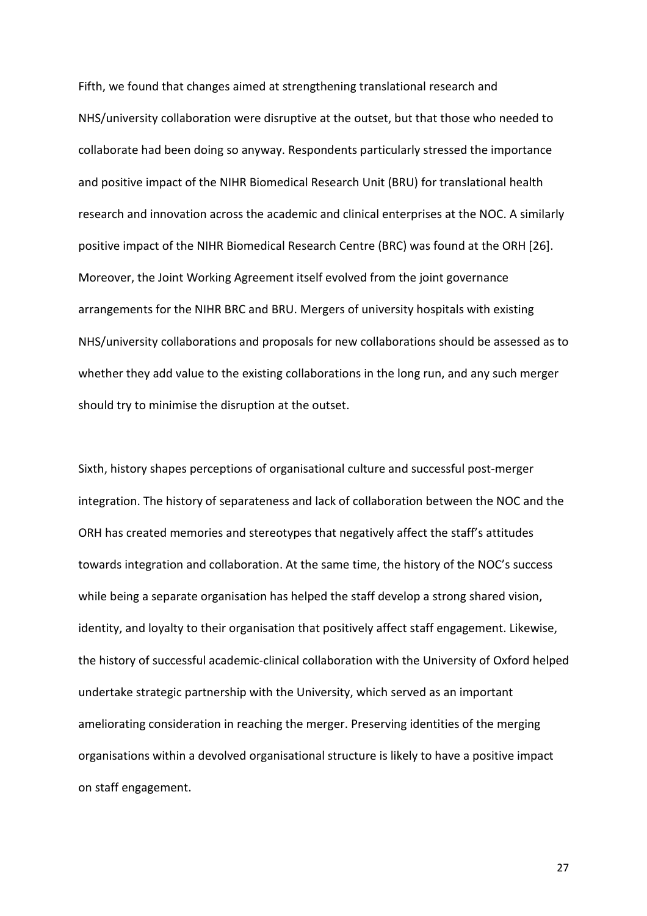Fifth, we found that changes aimed at strengthening translational research and NHS/university collaboration were disruptive at the outset, but that those who needed to collaborate had been doing so anyway. Respondents particularly stressed the importance and positive impact of the NIHR Biomedical Research Unit (BRU) for translational health research and innovation across the academic and clinical enterprises at the NOC. A similarly positive impact of the NIHR Biomedical Research Centre (BRC) was found at the ORH [26]. Moreover, the Joint Working Agreement itself evolved from the joint governance arrangements for the NIHR BRC and BRU. Mergers of university hospitals with existing NHS/university collaborations and proposals for new collaborations should be assessed as to whether they add value to the existing collaborations in the long run, and any such merger should try to minimise the disruption at the outset.

Sixth, history shapes perceptions of organisational culture and successful post-merger integration. The history of separateness and lack of collaboration between the NOC and the ORH has created memories and stereotypes that negatively affect the staff's attitudes towards integration and collaboration. At the same time, the history of the NOC's success while being a separate organisation has helped the staff develop a strong shared vision, identity, and loyalty to their organisation that positively affect staff engagement. Likewise, the history of successful academic-clinical collaboration with the University of Oxford helped undertake strategic partnership with the University, which served as an important ameliorating consideration in reaching the merger. Preserving identities of the merging organisations within a devolved organisational structure is likely to have a positive impact on staff engagement.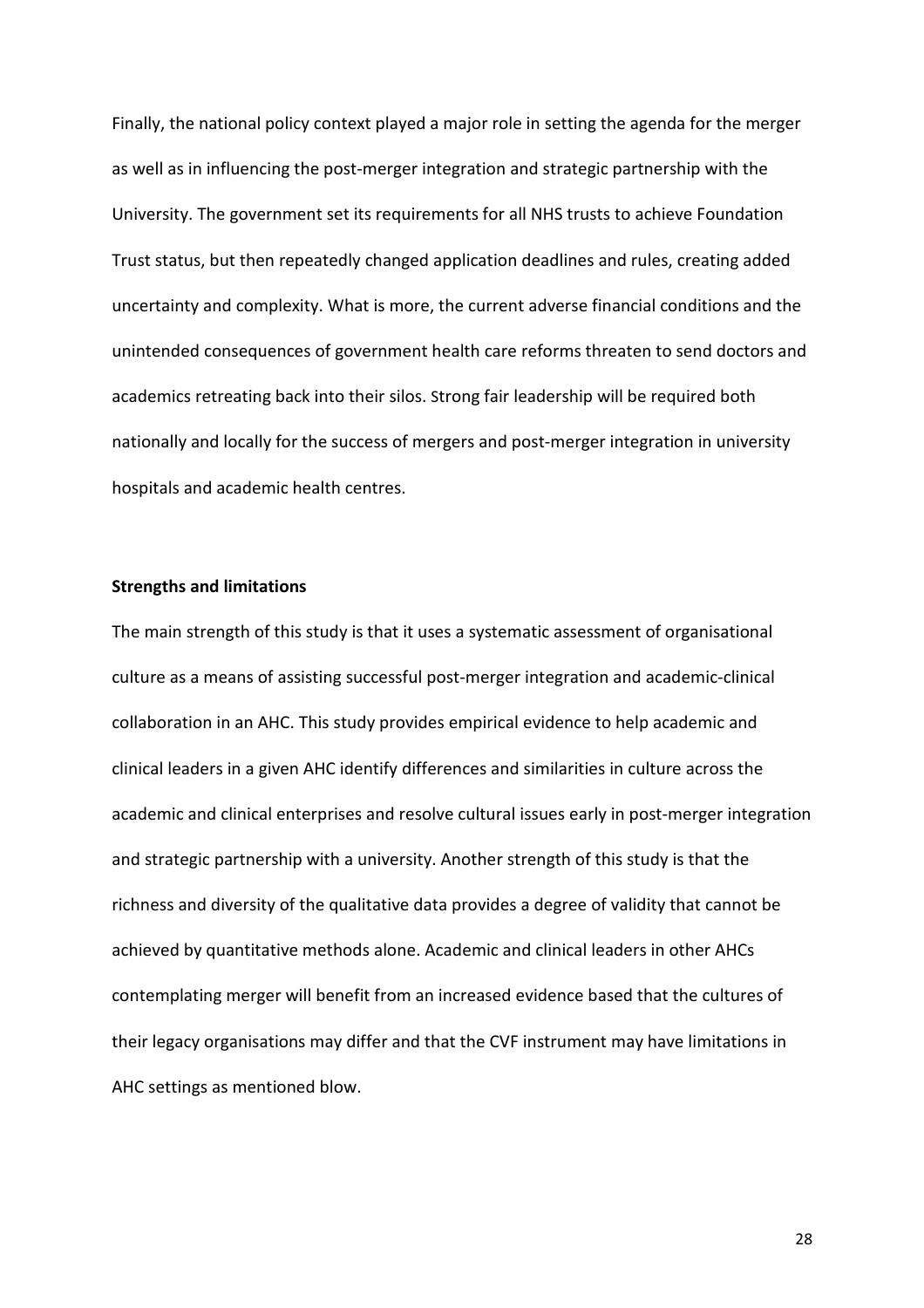Finally, the national policy context played a major role in setting the agenda for the merger as well as in influencing the post-merger integration and strategic partnership with the University. The government set its requirements for all NHS trusts to achieve Foundation Trust status, but then repeatedly changed application deadlines and rules, creating added uncertainty and complexity. What is more, the current adverse financial conditions and the unintended consequences of government health care reforms threaten to send doctors and academics retreating back into their silos. Strong fair leadership will be required both nationally and locally for the success of mergers and post-merger integration in university hospitals and academic health centres.

**Strengths and limitations**

The main strength of this study is that it uses a systematic assessment of organisational culture as a means of assisting successful post-merger integration and academic-clinical collaboration in an AHC. This study provides empirical evidence to help academic and clinical leaders in a given AHC identify differences and similarities in culture across the academic and clinical enterprises and resolve cultural issues early in post-merger integration and strategic partnership with a university. Another strength of this study is that the richness and diversity of the qualitative data provides a degree of validity that cannot be achieved by quantitative methods alone. Academic and clinical leaders in other AHCs contemplating merger will benefit from an increased evidence based that the cultures of their legacy organisations may differ and that the CVF instrument may have limitations in AHC settings as mentioned blow.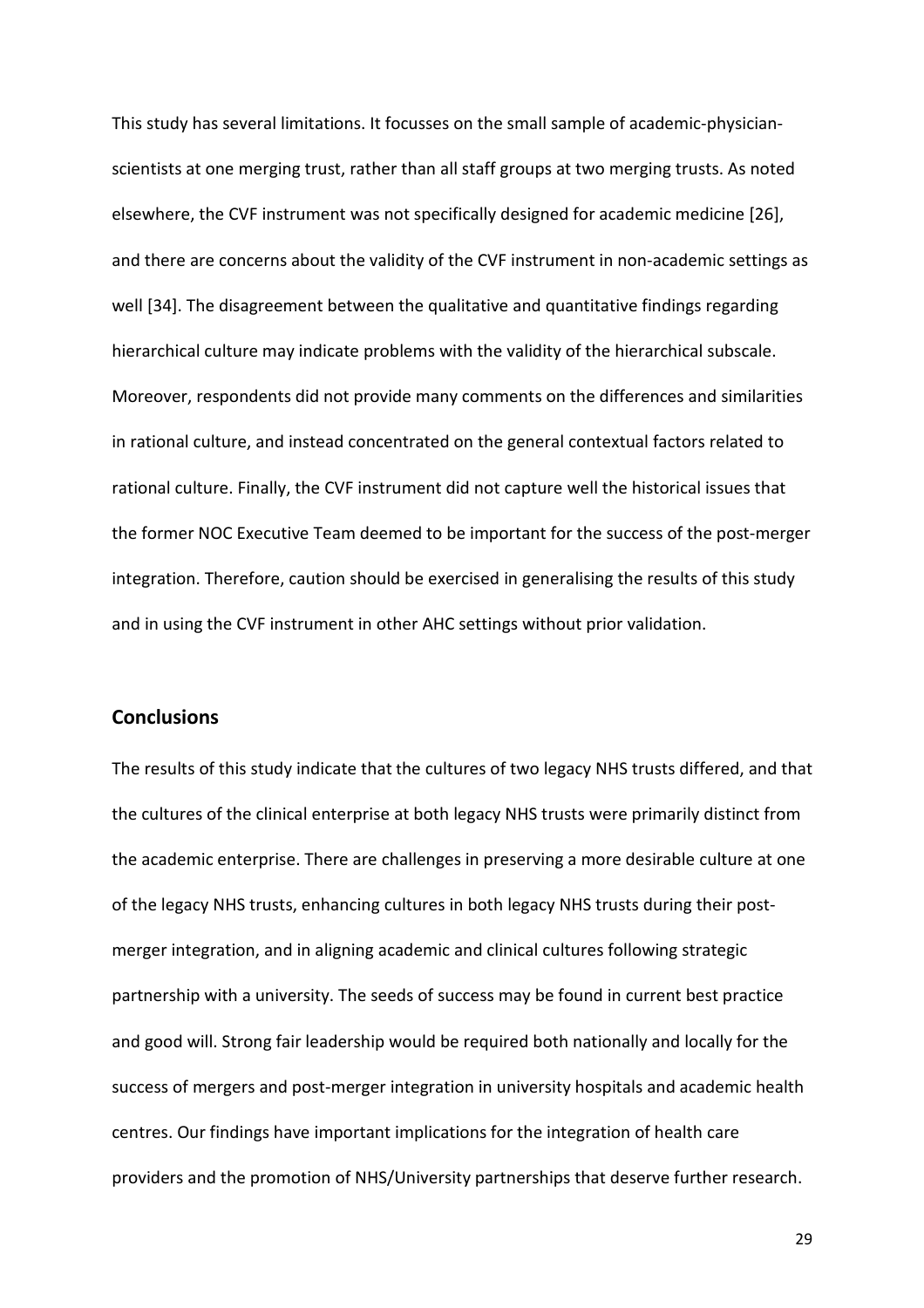This study has several limitations. It focusses on the small sample of academic-physician-scientists at one merging trust, rather than all staff groups at two merging trusts. As noted elsewhere, the CVF instrument was not specifically designed for academic medicine [26], and there are concerns about the validity of the CVF instrument in non-academic settings as well [34]. The disagreement between the qualitative and quantitative findings regarding hierarchical culture may indicate problems with the validity of the hierarchical subscale. Moreover, respondents did not provide many comments on the differences and similarities in rational culture, and instead concentrated on the general contextual factors related to rational culture. Finally, the CVF instrument did not capture well the historical issues that the former NOC Executive Team deemed to be important for the success of the post-merger integration. Therefore, caution should be exercised in generalising the results of this study and in using the CVF instrument in other AHC settings without prior validation.

## Conclusions

The results of this study indicate that the cultures of two legacy NHS trusts differed, and that the cultures of the clinical enterprise at both legacy NHS trusts were primarily distinct from the academic enterprise. There are challenges in preserving a more desirable culture at one of the legacy NHS trusts, enhancing cultures in both legacy NHS trusts during their post-merger integration, and in aligning academic and clinical cultures following strategic partnership with a university. The seeds of success may be found in current best practice and good will. Strong fair leadership would be required both nationally and locally for the success of mergers and post-merger integration in university hospitals and academic health centres. Our findings have important implications for the integration of health care providers and the promotion of NHS/University partnerships that deserve further research.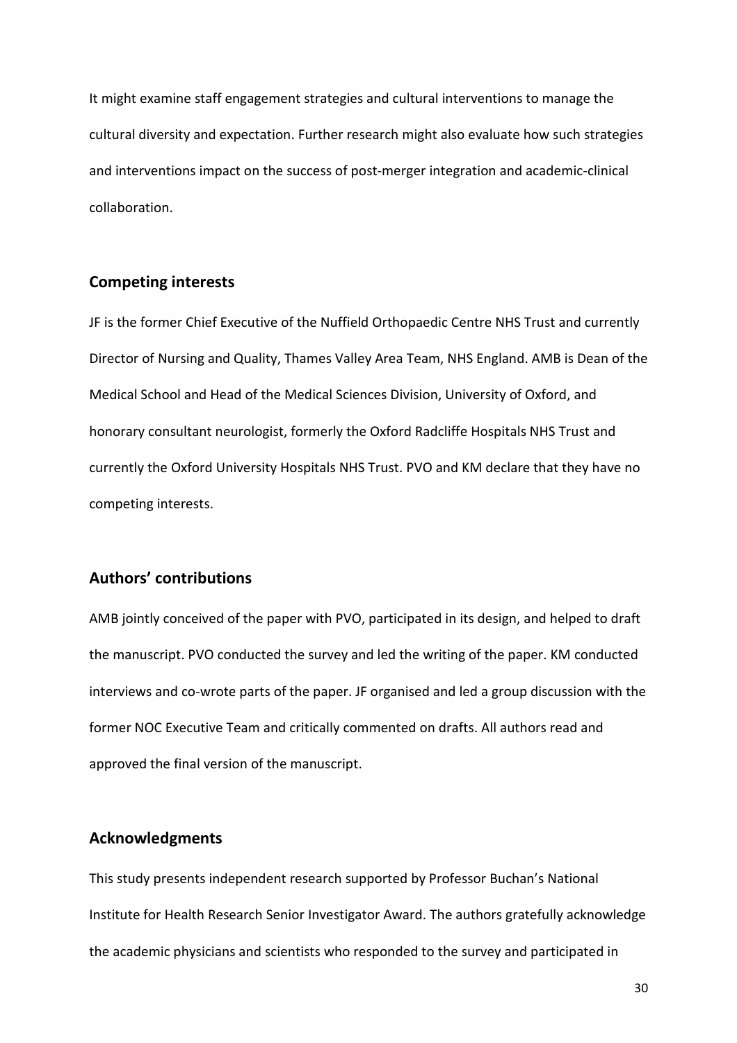It might examine staff engagement strategies and cultural interventions to manage the cultural diversity and expectation. Further research might also evaluate how such strategies and interventions impact on the success of post-merger integration and academic-clinical collaboration.

## Competing interests

JF is the former Chief Executive of the Nuffield Orthopaedic Centre NHS Trust and currently Director of Nursing and Quality, Thames Valley Area Team, NHS England. AMB is Dean of the Medical School and Head of the Medical Sciences Division, University of Oxford, and honorary consultant neurologist, formerly the Oxford Radcliffe Hospitals NHS Trust and currently the Oxford University Hospitals NHS Trust. PVO and KM declare that they have no competing interests.

## Authors' contributions

AMB jointly conceived of the paper with PVO, participated in its design, and helped to draft the manuscript. PVO conducted the survey and led the writing of the paper. KM conducted interviews and co-wrote parts of the paper. JF organised and led a group discussion with the former NOC Executive Team and critically commented on drafts. All authors read and approved the final version of the manuscript.

## Acknowledgments

This study presents independent research supported by Professor Buchan's National Institute for Health Research Senior Investigator Award. The authors gratefully acknowledge the academic physicians and scientists who responded to the survey and participated in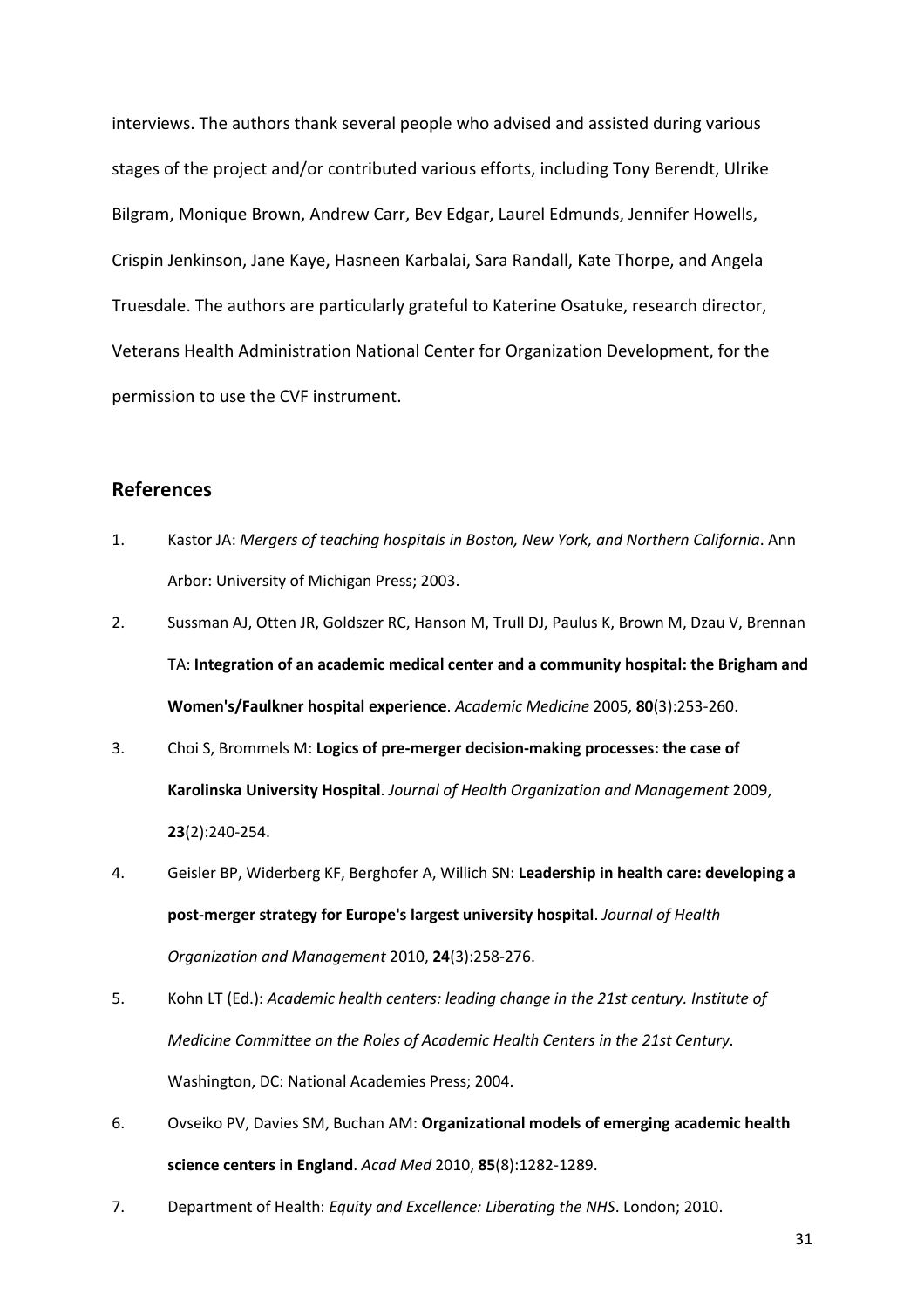interviews. The authors thank several people who advised and assisted during various stages of the project and/or contributed various efforts, including Tony Berendt, Ulrike Bilgram, Monique Brown, Andrew Carr, Bev Edgar, Laurel Edmunds, Jennifer Howells, Crispin Jenkinson, Jane Kaye, Hasneen Karbalai, Sara Randall, Kate Thorpe, and Angela Truesdale. The authors are particularly grateful to Katerine Osatuke, research director, Veterans Health Administration National Center for Organization Development, for the permission to use the CVF instrument.

## References

1. Kastor JA: *Mergers of teaching hospitals in Boston, New York, and Northern California*. Ann Arbor: University of Michigan Press; 2003.
2. Sussman AJ, Otten JR, Goldszer RC, Hanson M, Trull DJ, Paulus K, Brown M, Dzau V, Brennan TA: **Integration of an academic medical center and a community hospital: the Brigham and Women's/Faulkner hospital experience**. *Academic Medicine* 2005, **80**(3):253-260.
3. Choi S, Brommels M: **Logics of pre-merger decision-making processes: the case of Karolinska University Hospital**. *Journal of Health Organization and Management* 2009, **23**(2):240-254.
4. Geisler BP, Widerberg KF, Berghofer A, Willich SN: **Leadership in health care: developing a post-merger strategy for Europe's largest university hospital**. *Journal of Health Organization and Management* 2010, **24**(3):258-276.
5. Kohn LT (Ed.): *Academic health centers: leading change in the 21st century. Institute of Medicine Committee on the Roles of Academic Health Centers in the 21st Century*. Washington, DC: National Academies Press; 2004.
6. Ovseiko PV, Davies SM, Buchan AM: **Organizational models of emerging academic health science centers in England**. *Acad Med* 2010, **85**(8):1282-1289.
7. Department of Health: *Equity and Excellence: Liberating the NHS*. London; 2010.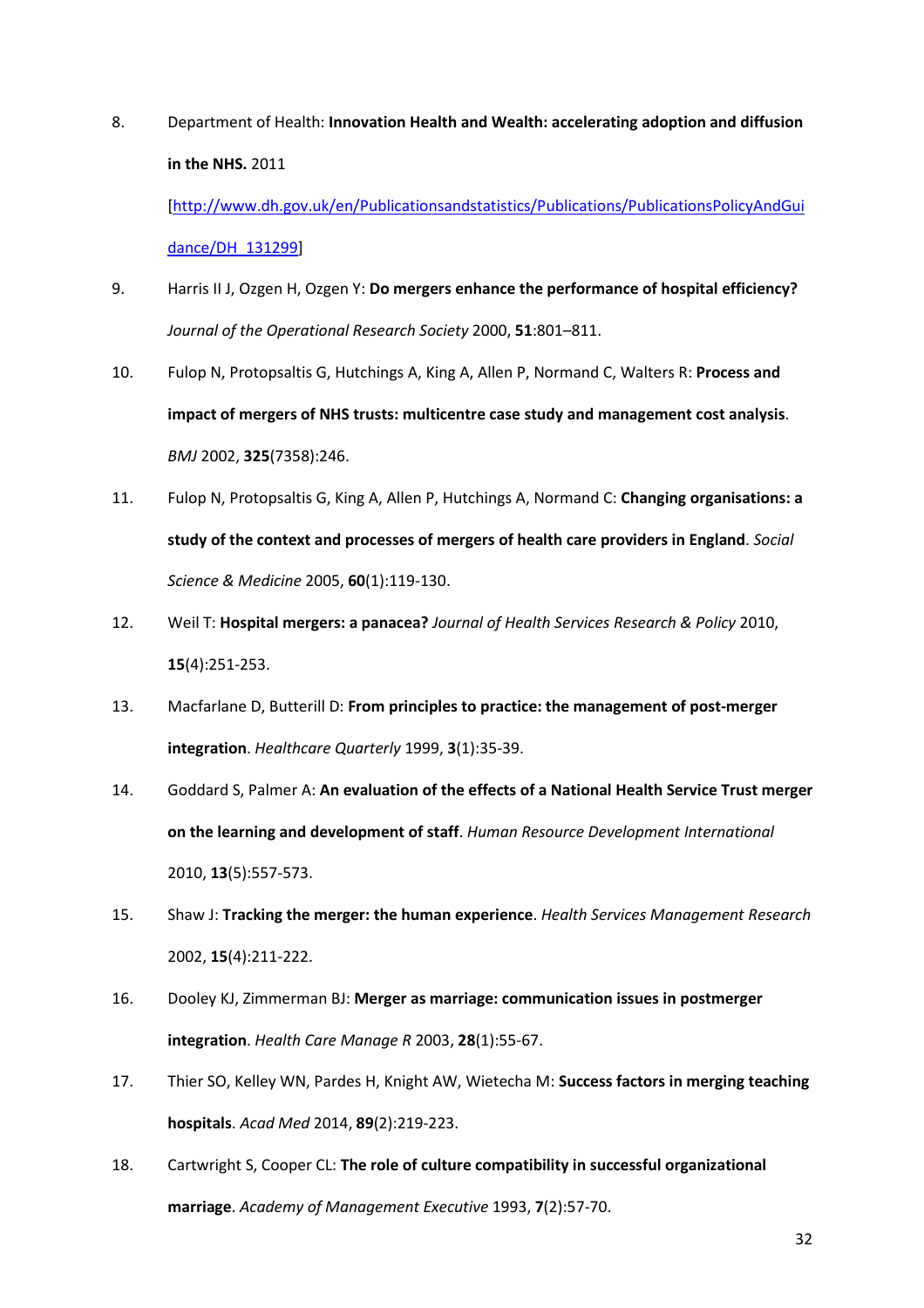8. Department of Health: **Innovation Health and Wealth: accelerating adoption and diffusion in the NHS.** 2011 [http://www.dh.gov.uk/en/Publicationsandstatistics/Publications/PublicationsPolicyAndGuidance/DH_131299]

9. Harris II J, Ozgen H, Ozgen Y: **Do mergers enhance the performance of hospital efficiency?** *Journal of the Operational Research Society* 2000, **51**:801–811.

10. Fulop N, Protopsaltis G, Hutchings A, King A, Allen P, Normand C, Walters R: **Process and impact of mergers of NHS trusts: multicentre case study and management cost analysis**. *BMJ* 2002, **325**(7358):246.

11. Fulop N, Protopsaltis G, King A, Allen P, Hutchings A, Normand C: **Changing organisations: a study of the context and processes of mergers of health care providers in England**. *Social Science & Medicine* 2005, **60**(1):119-130.

12. Weil T: **Hospital mergers: a panacea?** *Journal of Health Services Research & Policy* 2010, **15**(4):251-253.

13. Macfarlane D, Butterill D: **From principles to practice: the management of post-merger integration**. *Healthcare Quarterly* 1999, **3**(1):35-39.

14. Goddard S, Palmer A: **An evaluation of the effects of a National Health Service Trust merger on the learning and development of staff**. *Human Resource Development International* 2010, **13**(5):557-573.

15. Shaw J: **Tracking the merger: the human experience**. *Health Services Management Research* 2002, **15**(4):211-222.

16. Dooley KJ, Zimmerman BJ: **Merger as marriage: communication issues in postmerger integration**. *Health Care Manage R* 2003, **28**(1):55-67.

17. Thier SO, Kelley WN, Pardes H, Knight AW, Wietecha M: **Success factors in merging teaching hospitals**. *Acad Med* 2014, **89**(2):219-223.

18. Cartwright S, Cooper CL: **The role of culture compatibility in successful organizational marriage**. *Academy of Management Executive* 1993, **7**(2):57-70.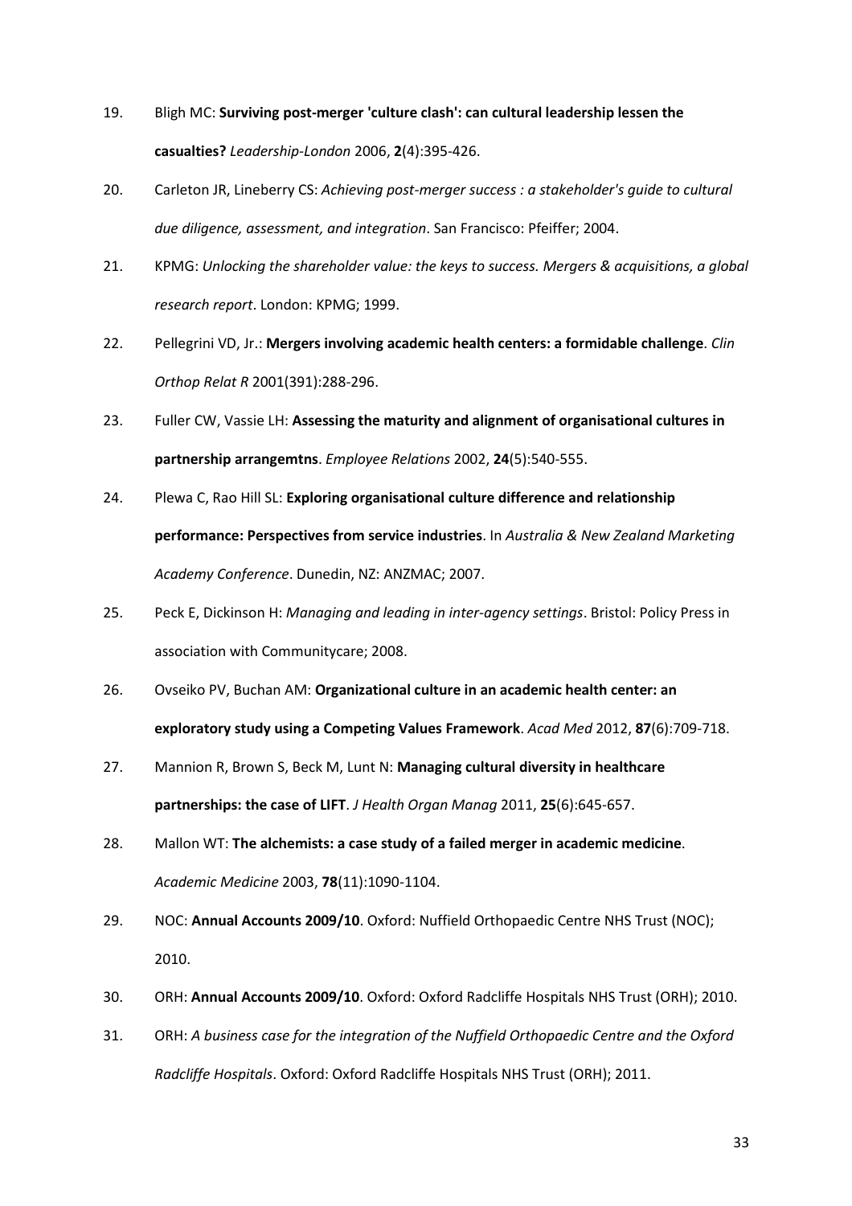19. Bligh MC: **Surviving post-merger 'culture clash': can cultural leadership lessen the casualties?** *Leadership-London* 2006, **2**(4):395-426.
20. Carleton JR, Lineberry CS: *Achieving post-merger success : a stakeholder's guide to cultural due diligence, assessment, and integration*. San Francisco: Pfeiffer; 2004.
21. KPMG: *Unlocking the shareholder value: the keys to success. Mergers & acquisitions, a global research report*. London: KPMG; 1999.
22. Pellegrini VD, Jr.: **Mergers involving academic health centers: a formidable challenge**. *Clin Orthop Relat R* 2001(391):288-296.
23. Fuller CW, Vassie LH: **Assessing the maturity and alignment of organisational cultures in partnership arrangemtns**. *Employee Relations* 2002, **24**(5):540-555.
24. Plewa C, Rao Hill SL: **Exploring organisational culture difference and relationship performance: Perspectives from service industries**. In *Australia & New Zealand Marketing Academy Conference*. Dunedin, NZ: ANZMAC; 2007.
25. Peck E, Dickinson H: *Managing and leading in inter-agency settings*. Bristol: Policy Press in association with Communitycare; 2008.
26. Ovseiko PV, Buchan AM: **Organizational culture in an academic health center: an exploratory study using a Competing Values Framework**. *Acad Med* 2012, **87**(6):709-718.
27. Mannion R, Brown S, Beck M, Lunt N: **Managing cultural diversity in healthcare partnerships: the case of LIFT**. *J Health Organ Manag* 2011, **25**(6):645-657.
28. Mallon WT: **The alchemists: a case study of a failed merger in academic medicine**. *Academic Medicine* 2003, **78**(11):1090-1104.
29. NOC: **Annual Accounts 2009/10**. Oxford: Nuffield Orthopaedic Centre NHS Trust (NOC); 2010.
30. ORH: **Annual Accounts 2009/10**. Oxford: Oxford Radcliffe Hospitals NHS Trust (ORH); 2010.
31. ORH: *A business case for the integration of the Nuffield Orthopaedic Centre and the Oxford Radcliffe Hospitals*. Oxford: Oxford Radcliffe Hospitals NHS Trust (ORH); 2011.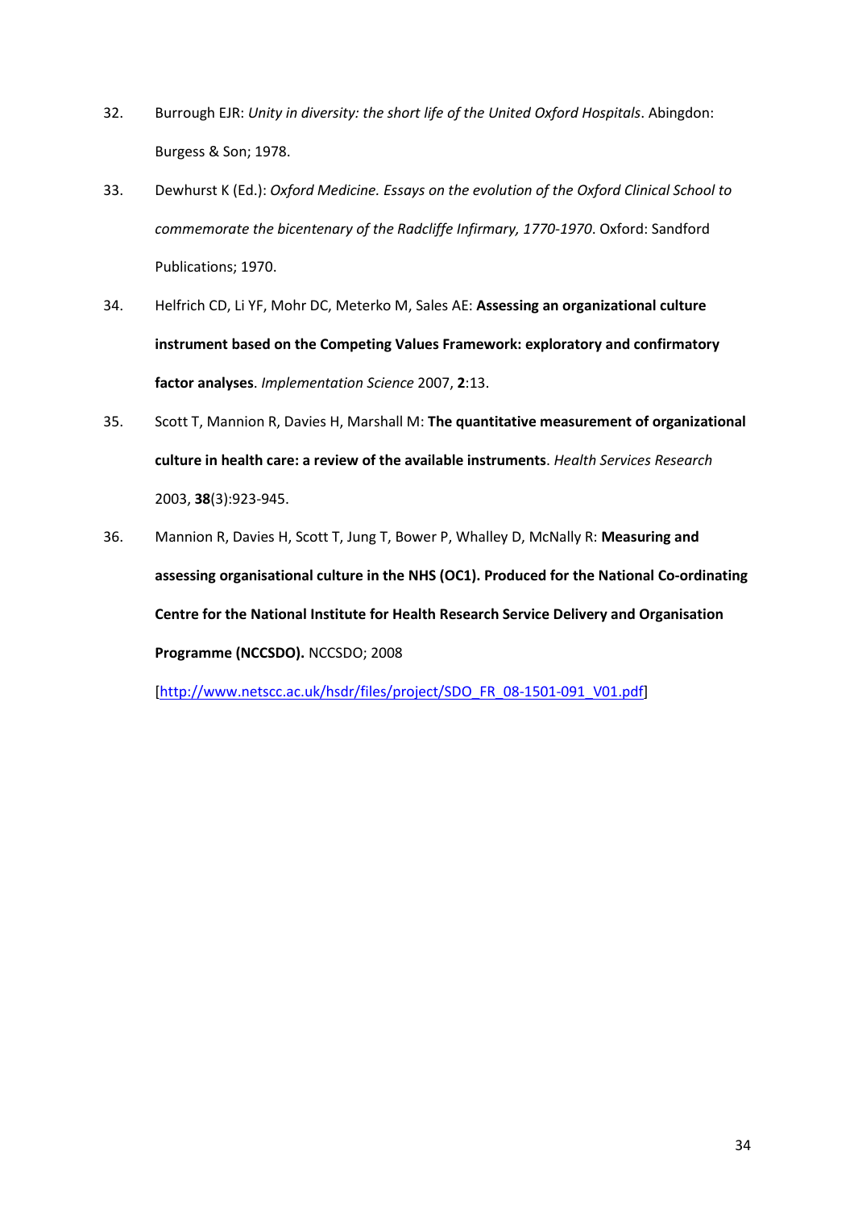32. Burrough EJR: *Unity in diversity: the short life of the United Oxford Hospitals*. Abingdon: Burgess & Son; 1978.

33. Dewhurst K (Ed.): *Oxford Medicine. Essays on the evolution of the Oxford Clinical School to commemorate the bicentenary of the Radcliffe Infirmary, 1770-1970*. Oxford: Sandford Publications; 1970.

34. Helfrich CD, Li YF, Mohr DC, Meterko M, Sales AE: **Assessing an organizational culture instrument based on the Competing Values Framework: exploratory and confirmatory factor analyses**. *Implementation Science* 2007, **2**:13.

35. Scott T, Mannion R, Davies H, Marshall M: **The quantitative measurement of organizational culture in health care: a review of the available instruments**. *Health Services Research* 2003, **38**(3):923-945.

36. Mannion R, Davies H, Scott T, Jung T, Bower P, Whalley D, McNally R: **Measuring and assessing organisational culture in the NHS (OC1). Produced for the National Co-ordinating Centre for the National Institute for Health Research Service Delivery and Organisation Programme (NCCSDO).** NCCSDO; 2008 [http://www.netscc.ac.uk/hsdr/files/project/SDO_FR_08-1501-091_V01.pdf]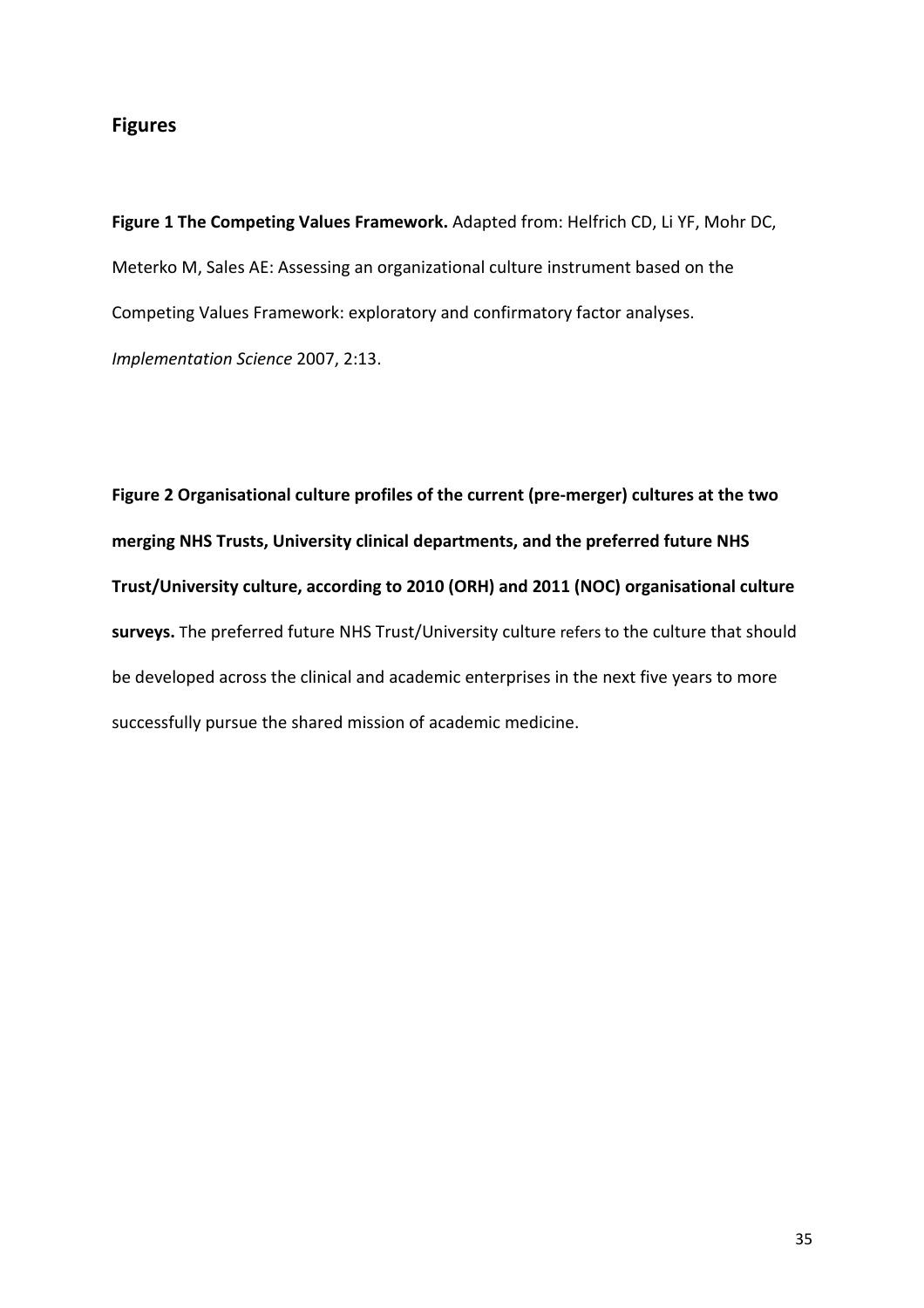## Figures

**Figure 1 The Competing Values Framework.** Adapted from: Helfrich CD, Li YF, Mohr DC, Meterko M, Sales AE: Assessing an organizational culture instrument based on the Competing Values Framework: exploratory and confirmatory factor analyses. *Implementation Science* 2007, 2:13.

**Figure 2 Organisational culture profiles of the current (pre-merger) cultures at the two merging NHS Trusts, University clinical departments, and the preferred future NHS Trust/University culture, according to 2010 (ORH) and 2011 (NOC) organisational culture surveys.** The preferred future NHS Trust/University culture refers to the culture that should be developed across the clinical and academic enterprises in the next five years to more successfully pursue the shared mission of academic medicine.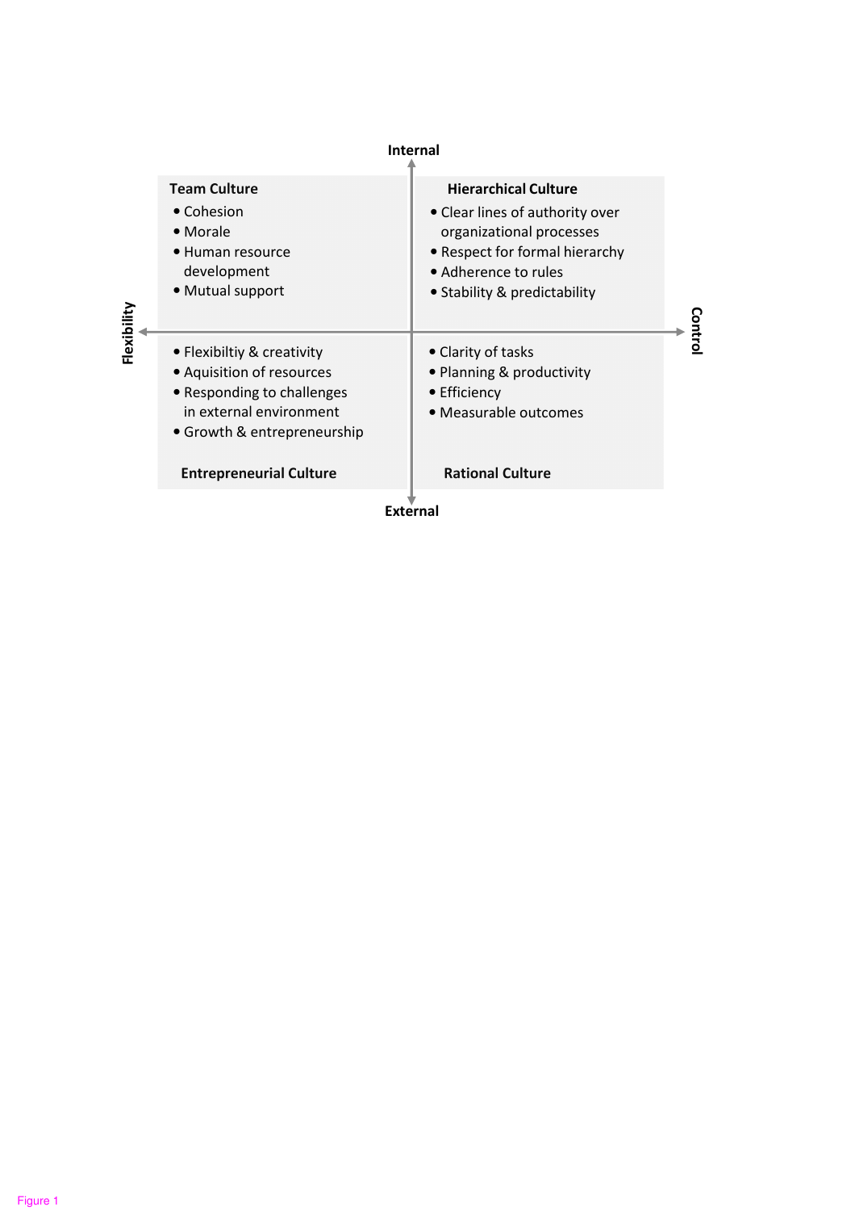Internal

**Team Culture**

- Cohesion
- Morale
- Human resource development
- Mutual support

**Hierarchical Culture**

- Clear lines of authority over organizational processes
- Respect for formal hierarchy
- Adherence to rules
- Stability & predictability

Flexibility

Control

- Flexibiltiy & creativity
- Aquisition of resources
- Responding to challenges in external environment
- Growth & entrepreneurship

**Entrepreneurial Culture**

- Clarity of tasks
- Planning & productivity
- Efficiency
- Measurable outcomes

**Rational Culture**

External

Figure 1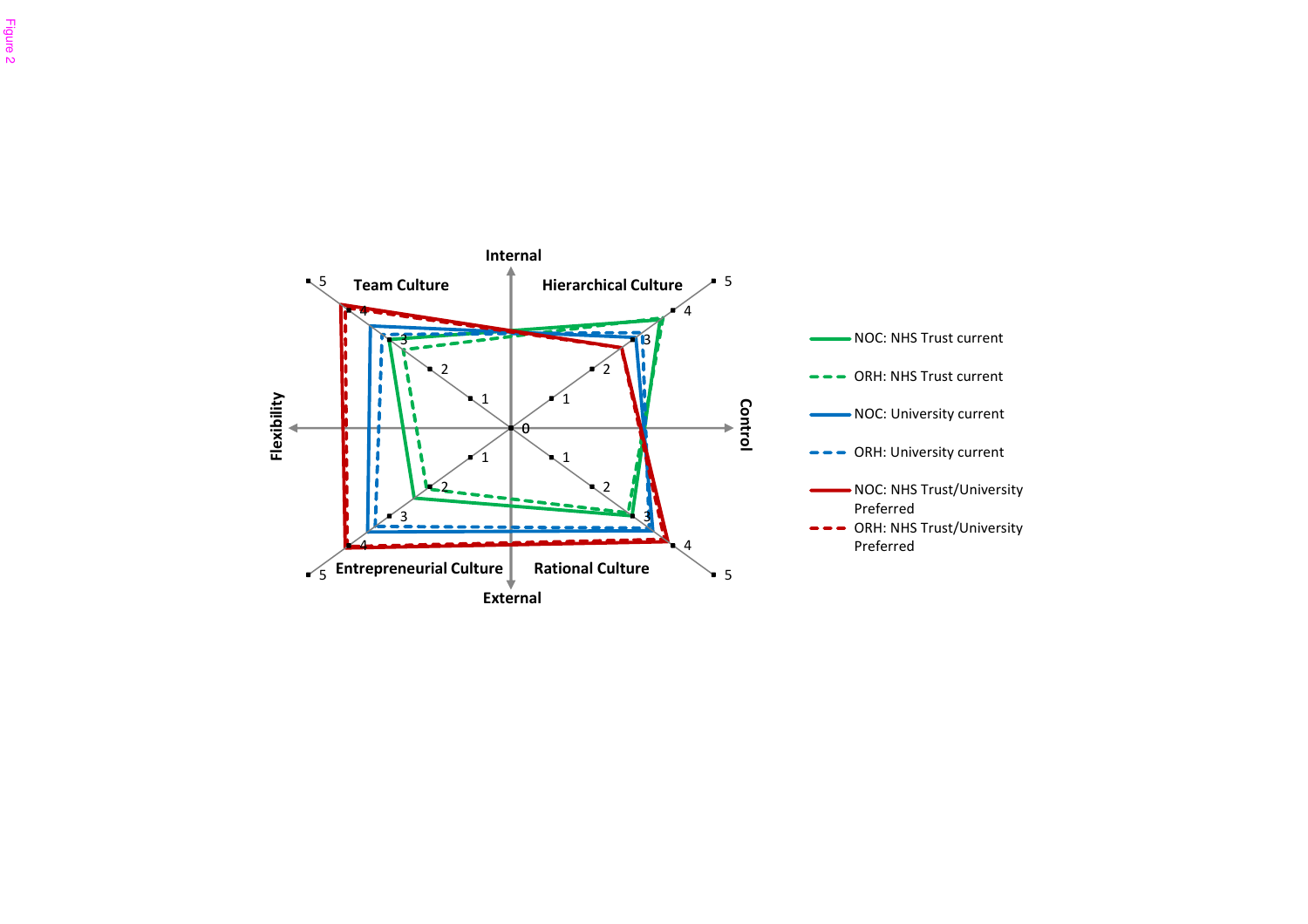Figure 2

Internal

Team Culture

Hierarchical Culture

Flexibility

Control

Entrepreneurial Culture

Rational Culture

External

5
4
3
2
1
0

NOC: NHS Trust current

ORH: NHS Trust current

NOC: University current

ORH: University current

NOC: NHS Trust/University Preferred

ORH: NHS Trust/University Preferred